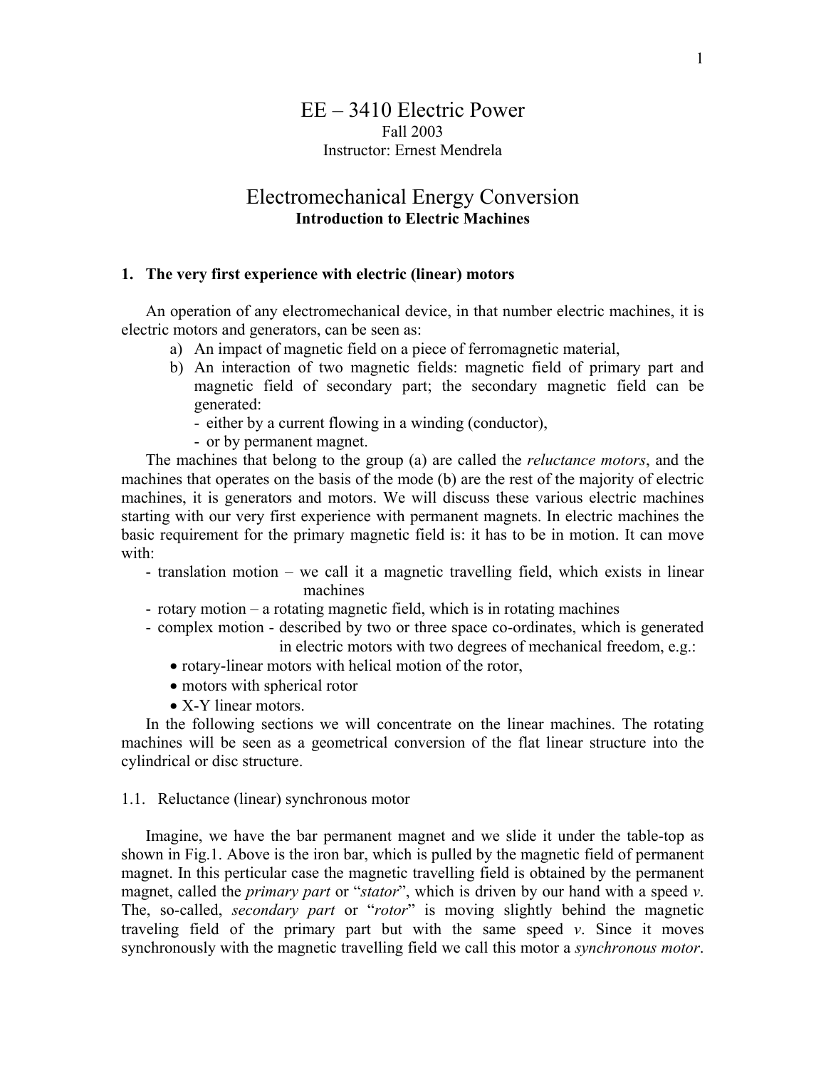# EE – 3410 Electric Power

Fall 2003

Instructor: Ernest Mendrela

# Electromechanical Energy Conversion

**Introduction to Electric Machines**

## 1. The very first experience with electric (linear) motors

An operation of any electromechanical device, in that number electric machines, it is electric motors and generators, can be seen as:

a) An impact of magnetic field on a piece of ferromagnetic material,
b) An interaction of two magnetic fields: magnetic field of primary part and magnetic field of secondary part; the secondary magnetic field can be generated:
   - either by a current flowing in a winding (conductor),
   - or by permanent magnet.

The machines that belong to the group (a) are called the *reluctance motors*, and the machines that operates on the basis of the mode (b) are the rest of the majority of electric machines, it is generators and motors. We will discuss these various electric machines starting with our very first experience with permanent magnets. In electric machines the basic requirement for the primary magnetic field is: it has to be in motion. It can move with:

- translation motion – we call it a magnetic travelling field, which exists in linear machines
- rotary motion – a rotating magnetic field, which is in rotating machines
- complex motion - described by two or three space co-ordinates, which is generated in electric motors with two degrees of mechanical freedom, e.g.:
  - rotary-linear motors with helical motion of the rotor,
  - motors with spherical rotor
  - X-Y linear motors.

In the following sections we will concentrate on the linear machines. The rotating machines will be seen as a geometrical conversion of the flat linear structure into the cylindrical or disc structure.

### 1.1. Reluctance (linear) synchronous motor

Imagine, we have the bar permanent magnet and we slide it under the table-top as shown in Fig.1. Above is the iron bar, which is pulled by the magnetic field of permanent magnet. In this perticular case the magnetic travelling field is obtained by the permanent magnet, called the *primary part* or "*stator*", which is driven by our hand with a speed *v*. The, so-called, *secondary part* or "*rotor*" is moving slightly behind the magnetic traveling field of the primary part but with the same speed *v*. Since it moves synchronously with the magnetic travelling field we call this motor a *synchronous motor*.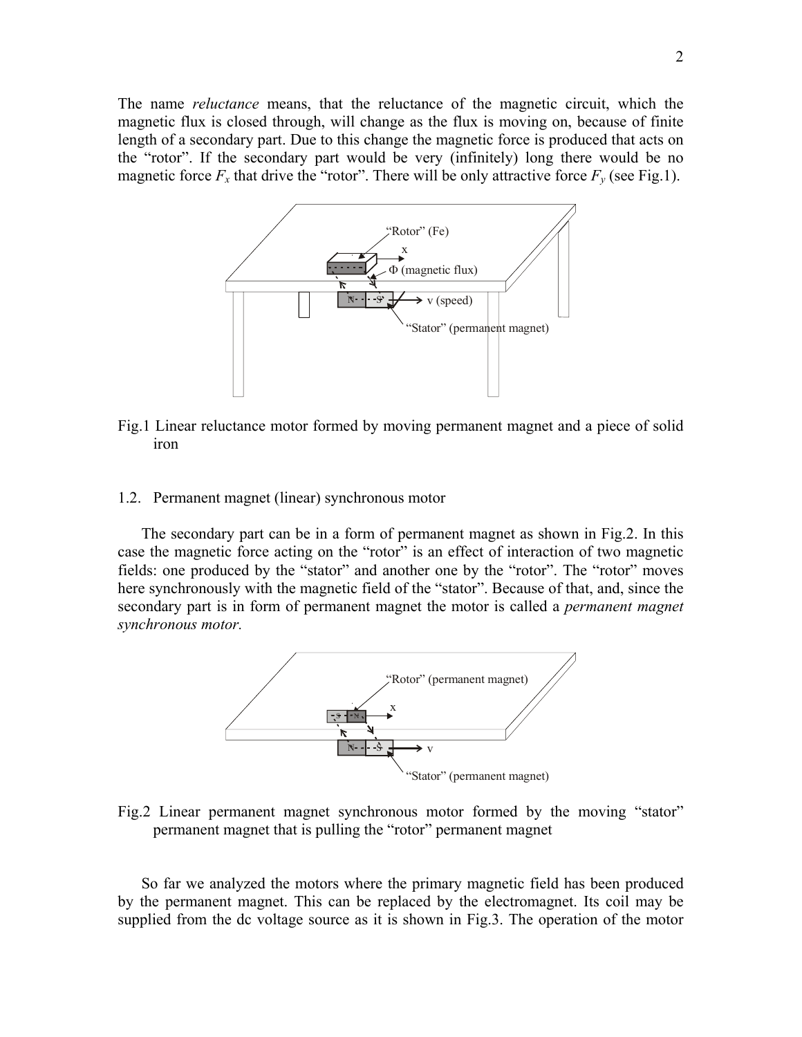The name *reluctance* means, that the reluctance of the magnetic circuit, which the magnetic flux is closed through, will change as the flux is moving on, because of finite length of a secondary part. Due to this change the magnetic force is produced that acts on the "rotor". If the secondary part would be very (infinitely) long there would be no magnetic force $F_x$ that drive the "rotor". There will be only attractive force $F_y$ (see Fig.1).

Fig.1 Linear reluctance motor formed by moving permanent magnet and a piece of solid iron

1.2. Permanent magnet (linear) synchronous motor

The secondary part can be in a form of permanent magnet as shown in Fig.2. In this case the magnetic force acting on the "rotor" is an effect of interaction of two magnetic fields: one produced by the "stator" and another one by the "rotor". The "rotor" moves here synchronously with the magnetic field of the "stator". Because of that, and, since the secondary part is in form of permanent magnet the motor is called a *permanent magnet synchronous motor*.

Fig.2 Linear permanent magnet synchronous motor formed by the moving "stator" permanent magnet that is pulling the "rotor" permanent magnet

So far we analyzed the motors where the primary magnetic field has been produced by the permanent magnet. This can be replaced by the electromagnet. Its coil may be supplied from the dc voltage source as it is shown in Fig.3. The operation of the motor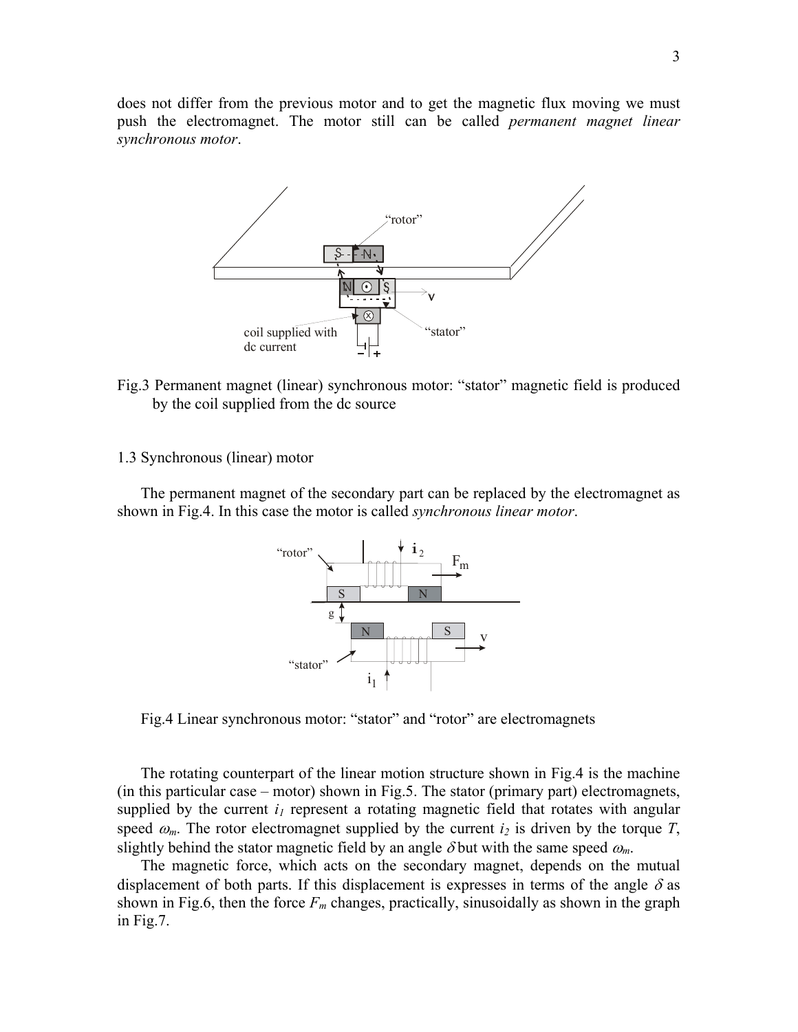does not differ from the previous motor and to get the magnetic flux moving we must push the electromagnet. The motor still can be called *permanent magnet linear synchronous motor*.

Fig.3 Permanent magnet (linear) synchronous motor: "stator" magnetic field is produced by the coil supplied from the dc source

1.3 Synchronous (linear) motor

The permanent magnet of the secondary part can be replaced by the electromagnet as shown in Fig.4. In this case the motor is called *synchronous linear motor*.

Fig.4 Linear synchronous motor: "stator" and "rotor" are electromagnets

The rotating counterpart of the linear motion structure shown in Fig.4 is the machine (in this particular case – motor) shown in Fig.5. The stator (primary part) electromagnets, supplied by the current $i_1$ represent a rotating magnetic field that rotates with angular speed $\omega_m$. The rotor electromagnet supplied by the current $i_2$ is driven by the torque $T$, slightly behind the stator magnetic field by an angle $\delta$ but with the same speed $\omega_m$.

The magnetic force, which acts on the secondary magnet, depends on the mutual displacement of both parts. If this displacement is expresses in terms of the angle $\delta$ as shown in Fig.6, then the force $F_m$ changes, practically, sinusoidally as shown in the graph in Fig.7.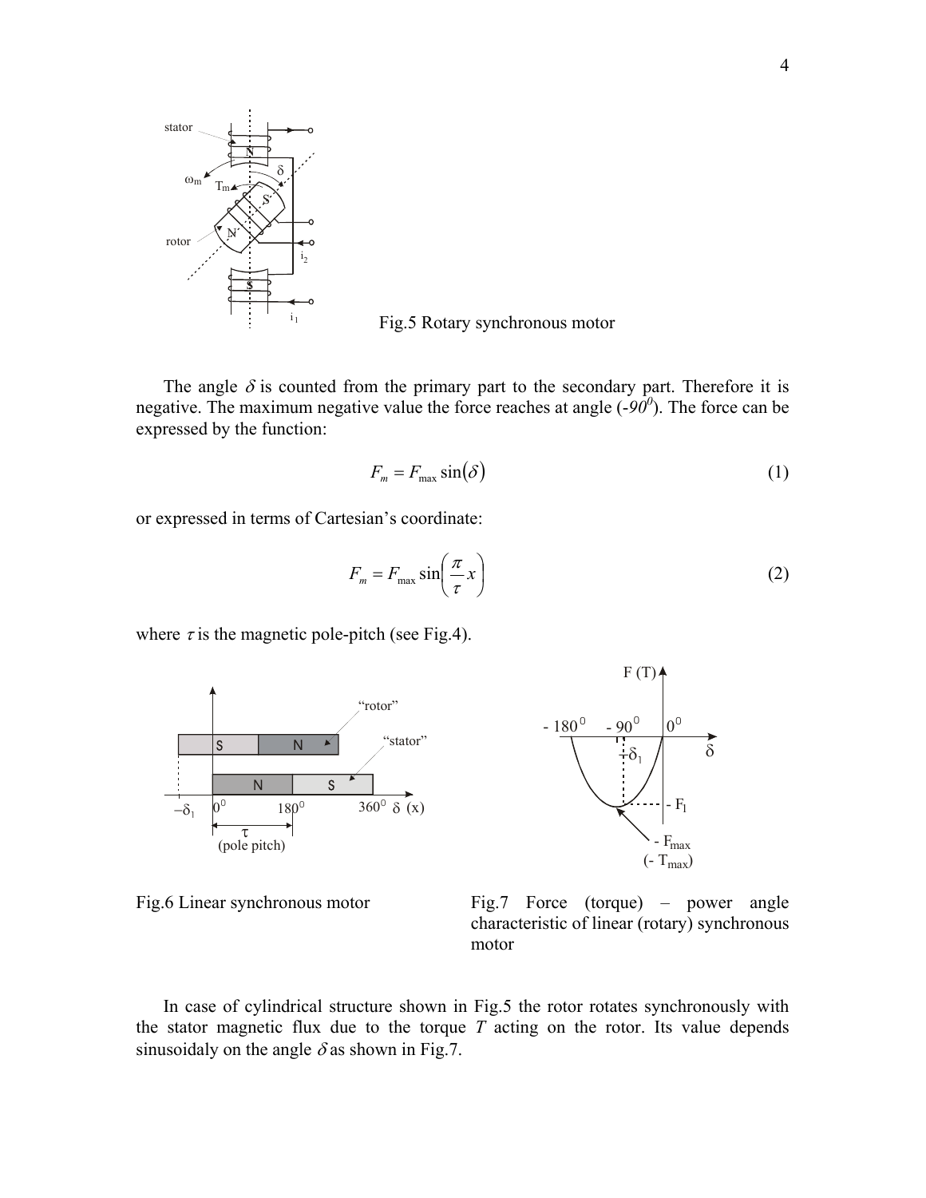Fig.5 Rotary synchronous motor

The angle $\delta$ is counted from the primary part to the secondary part. Therefore it is negative. The maximum negative value the force reaches at angle ($-90^0$). The force can be expressed by the function:

$$F_m = F_{max}\sin(\delta) \tag{1}$$

or expressed in terms of Cartesian's coordinate:

$$F_m = F_{max}\sin\left(\frac{\pi}{\tau}x\right) \tag{2}$$

where $\tau$ is the magnetic pole-pitch (see Fig.4).

Fig.6 Linear synchronous motor

Fig.7 Force (torque) – power angle characteristic of linear (rotary) synchronous motor

In case of cylindrical structure shown in Fig.5 the rotor rotates synchronously with the stator magnetic flux due to the torque $T$ acting on the rotor. Its value depends sinusoidaly on the angle $\delta$ as shown in Fig.7.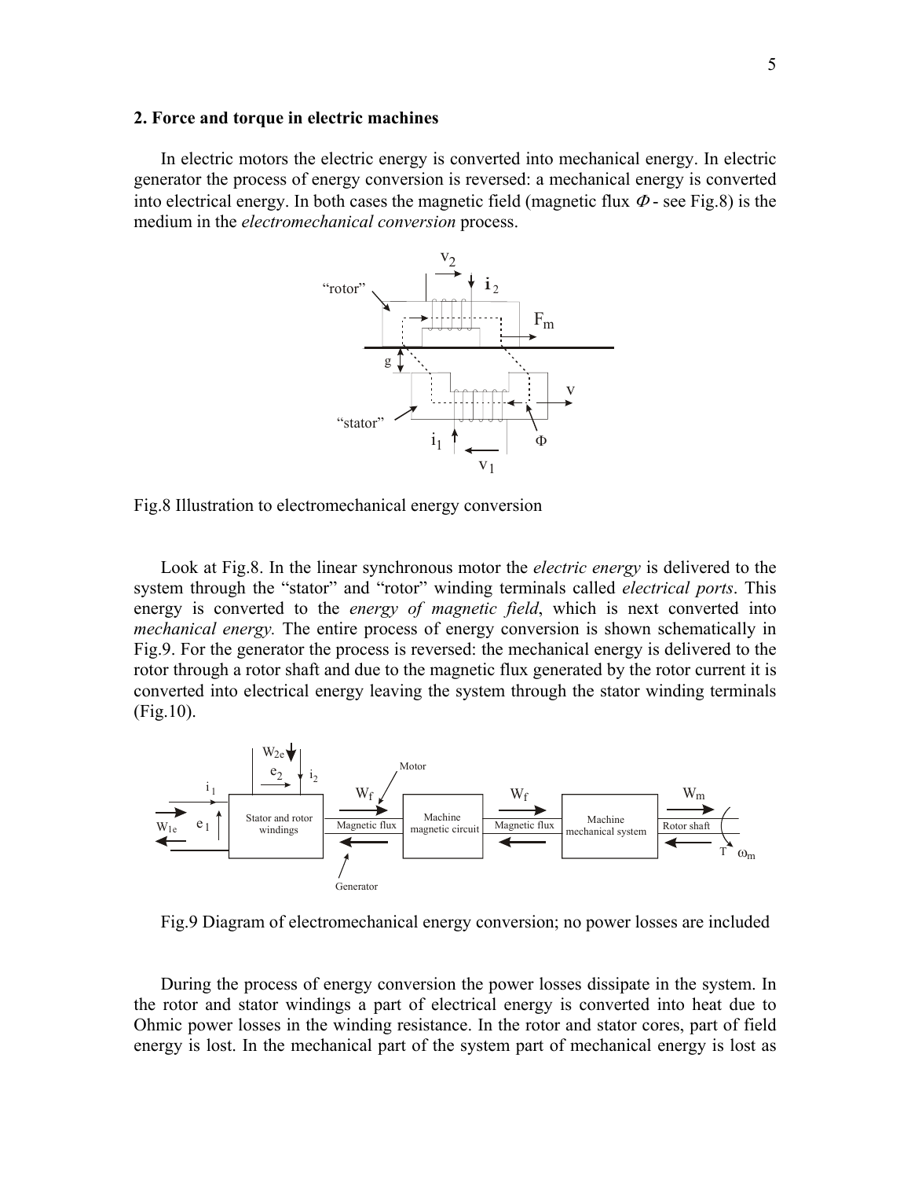## 2. Force and torque in electric machines

In electric motors the electric energy is converted into mechanical energy. In electric generator the process of energy conversion is reversed: a mechanical energy is converted into electrical energy. In both cases the magnetic field (magnetic flux $\Phi$ - see Fig.8) is the medium in the *electromechanical conversion* process.

Fig.8 Illustration to electromechanical energy conversion

Look at Fig.8. In the linear synchronous motor the *electric energy* is delivered to the system through the "stator" and "rotor" winding terminals called *electrical ports*. This energy is converted to the *energy of magnetic field*, which is next converted into *mechanical energy.* The entire process of energy conversion is shown schematically in Fig.9. For the generator the process is reversed: the mechanical energy is delivered to the rotor through a rotor shaft and due to the magnetic flux generated by the rotor current it is converted into electrical energy leaving the system through the stator winding terminals (Fig.10).

Fig.9 Diagram of electromechanical energy conversion; no power losses are included

During the process of energy conversion the power losses dissipate in the system. In the rotor and stator windings a part of electrical energy is converted into heat due to Ohmic power losses in the winding resistance. In the rotor and stator cores, part of field energy is lost. In the mechanical part of the system part of mechanical energy is lost as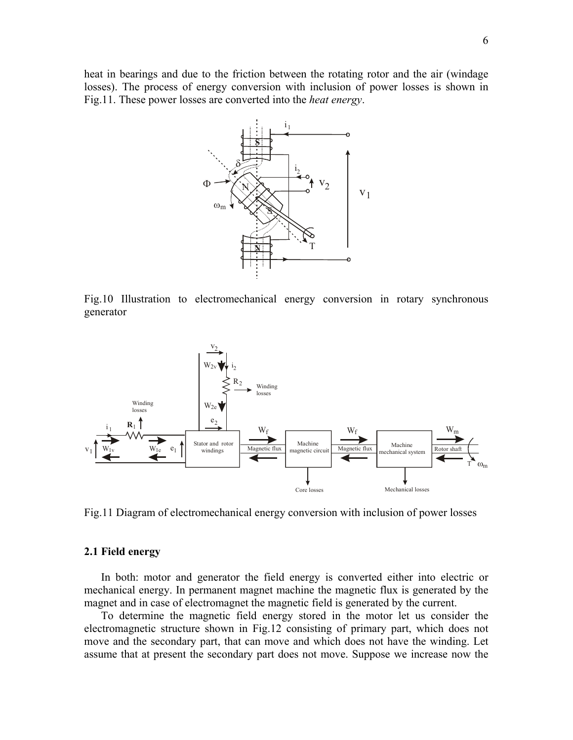heat in bearings and due to the friction between the rotating rotor and the air (windage losses). The process of energy conversion with inclusion of power losses is shown in Fig.11. These power losses are converted into the *heat energy*.

Fig.10 Illustration to electromechanical energy conversion in rotary synchronous generator

Fig.11 Diagram of electromechanical energy conversion with inclusion of power losses

### 2.1 Field energy

In both: motor and generator the field energy is converted either into electric or mechanical energy. In permanent magnet machine the magnetic flux is generated by the magnet and in case of electromagnet the magnetic field is generated by the current.

To determine the magnetic field energy stored in the motor let us consider the electromagnetic structure shown in Fig.12 consisting of primary part, which does not move and the secondary part, that can move and which does not have the winding. Let assume that at present the secondary part does not move. Suppose we increase now the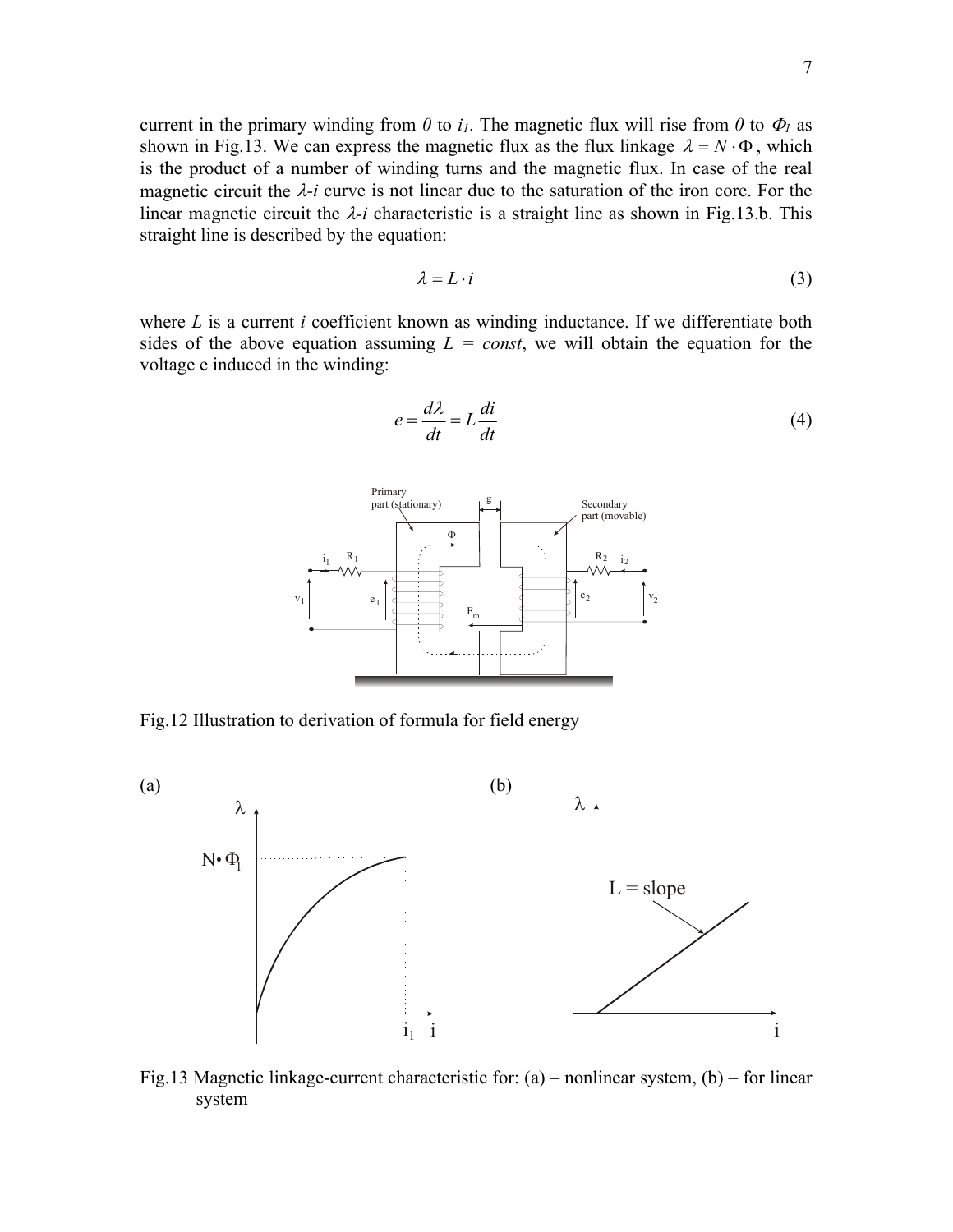current in the primary winding from *0* to $i_1$. The magnetic flux will rise from *0* to $\Phi_1$ as shown in Fig.13. We can express the magnetic flux as the flux linkage $\lambda = N \cdot \Phi$, which is the product of a number of winding turns and the magnetic flux. In case of the real magnetic circuit the $\lambda$-$i$ curve is not linear due to the saturation of the iron core. For the linear magnetic circuit the $\lambda$-$i$ characteristic is a straight line as shown in Fig.13.b. This straight line is described by the equation:

$$\lambda = L \cdot i \tag{3}$$

where $L$ is a current $i$ coefficient known as winding inductance. If we differentiate both sides of the above equation assuming $L = const$, we will obtain the equation for the voltage e induced in the winding:

$$e = \frac{d\lambda}{dt} = L\frac{di}{dt} \tag{4}$$

Fig.12 Illustration to derivation of formula for field energy

Fig.13 Magnetic linkage-current characteristic for: (a) – nonlinear system, (b) – for linear system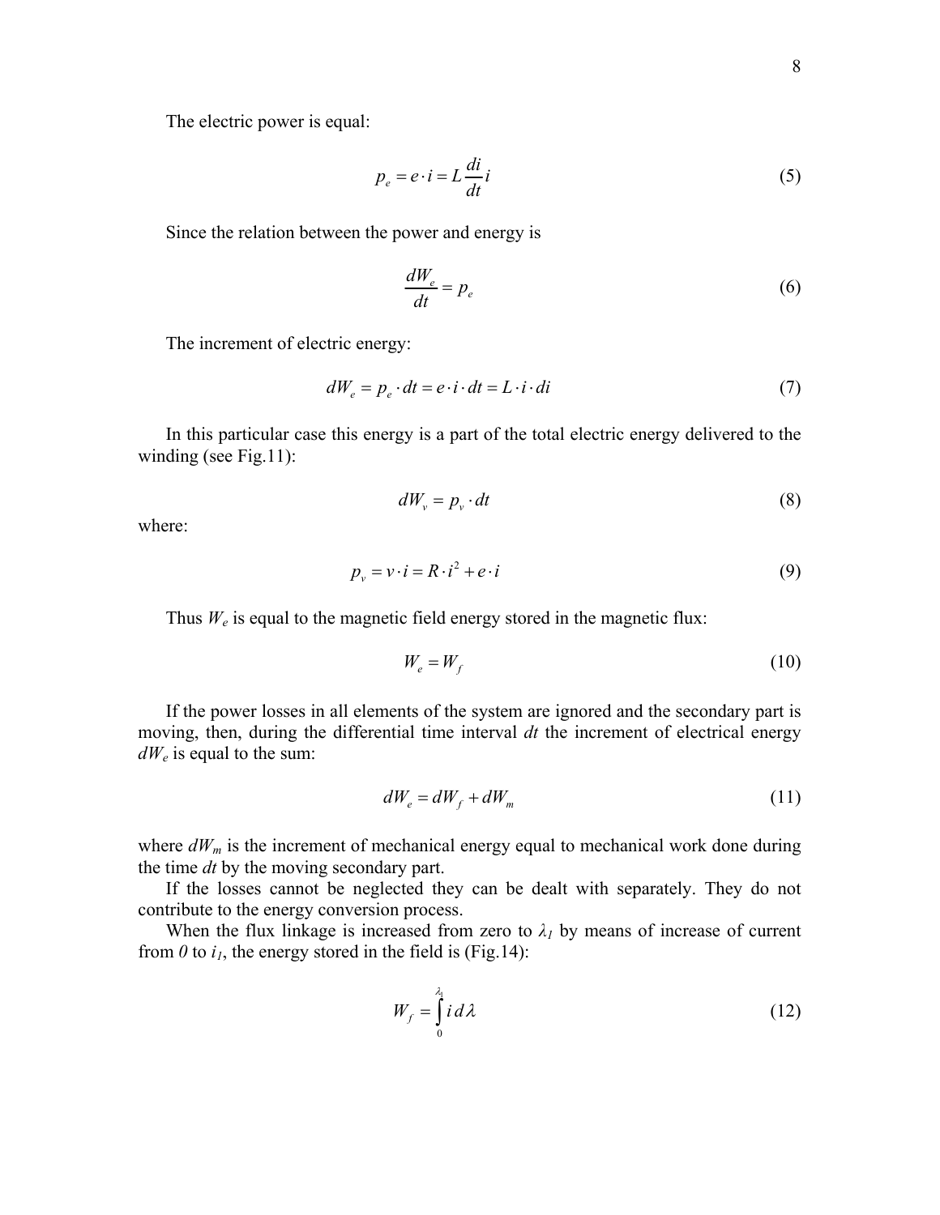The electric power is equal:

$$p_e = e \cdot i = L \frac{di}{dt} i \tag{5}$$

Since the relation between the power and energy is

$$\frac{dW_e}{dt} = p_e \tag{6}$$

The increment of electric energy:

$$dW_e = p_e \cdot dt = e \cdot i \cdot dt = L \cdot i \cdot di \tag{7}$$

In this particular case this energy is a part of the total electric energy delivered to the winding (see Fig.11):

$$dW_v = p_v \cdot dt \tag{8}$$

where:

$$p_v = v \cdot i = R \cdot i^2 + e \cdot i \tag{9}$$

Thus $W_e$ is equal to the magnetic field energy stored in the magnetic flux:

$$W_e = W_f \tag{10}$$

If the power losses in all elements of the system are ignored and the secondary part is moving, then, during the differential time interval $dt$ the increment of electrical energy $dW_e$ is equal to the sum:

$$dW_e = dW_f + dW_m \tag{11}$$

where $dW_m$ is the increment of mechanical energy equal to mechanical work done during the time $dt$ by the moving secondary part.

If the losses cannot be neglected they can be dealt with separately. They do not contribute to the energy conversion process.

When the flux linkage is increased from zero to $\lambda_1$ by means of increase of current from $0$ to $i_1$, the energy stored in the field is (Fig.14):

$$W_f = \int_0^{\lambda_1} i \, d\lambda \tag{12}$$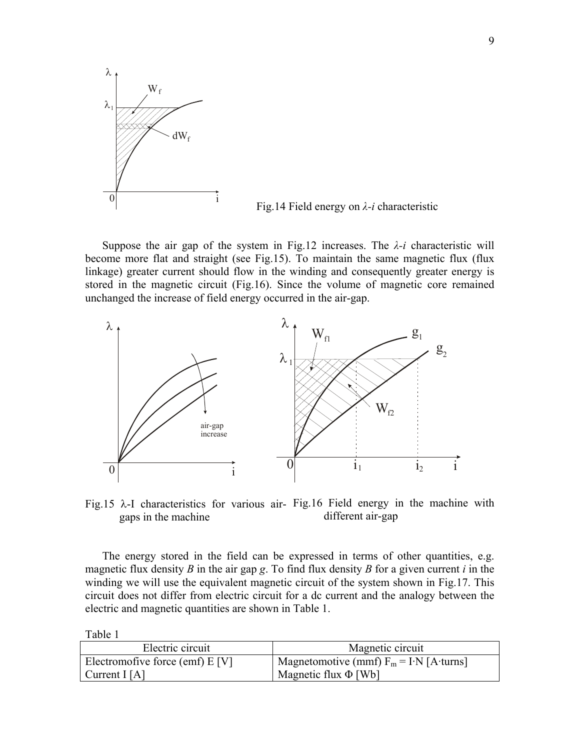Fig.14 Field energy on $\lambda$-$i$ characteristic

Suppose the air gap of the system in Fig.12 increases. The $\lambda$-$i$ characteristic will become more flat and straight (see Fig.15). To maintain the same magnetic flux (flux linkage) greater current should flow in the winding and consequently greater energy is stored in the magnetic circuit (Fig.16). Since the volume of magnetic core remained unchanged the increase of field energy occurred in the air-gap.

Fig.15 $\lambda$-I characteristics for various air-gaps in the machine

Fig.16 Field energy in the machine with different air-gap

The energy stored in the field can be expressed in terms of other quantities, e.g. magnetic flux density $B$ in the air gap $g$. To find flux density $B$ for a given current $i$ in the winding we will use the equivalent magnetic circuit of the system shown in Fig.17. This circuit does not differ from electric circuit for a dc current and the analogy between the electric and magnetic quantities are shown in Table 1.

Table 1

| Electric circuit | Magnetic circuit |
|---|---|
| Electromofive force (emf) E [V] | Magnetomotive (mmf) $F_m = I \cdot N$ [A·turns] |
| Current I [A] | Magnetic flux $\Phi$ [Wb] |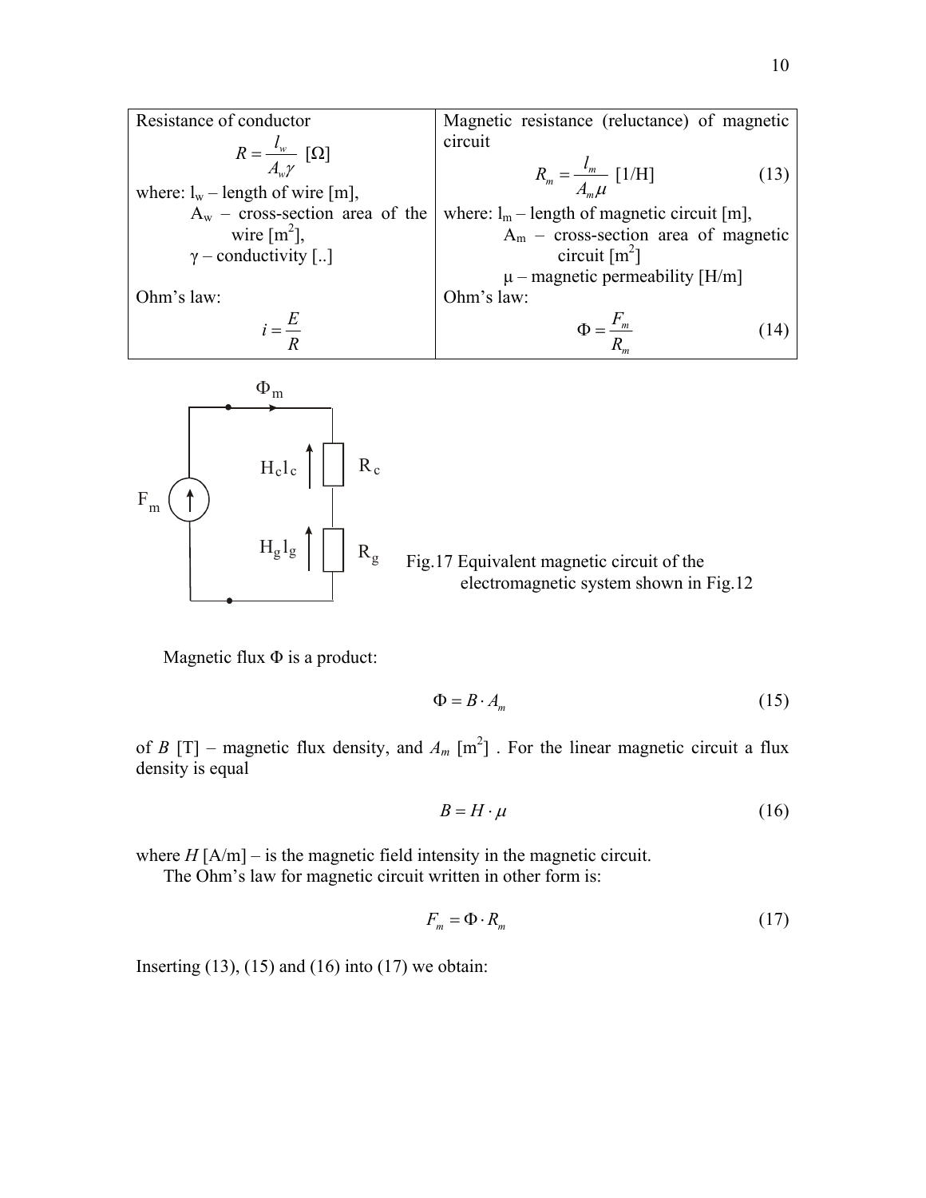| Resistance of conductor | Magnetic resistance (reluctance) of magnetic circuit |
|---|---|
| $$R = \frac{l_w}{A_w \gamma} \ [\Omega]$$ | $$R_m = \frac{l_m}{A_m \mu} \ [1/\text{H}] \qquad (13)$$ |
| where: $l_w$ – length of wire [m], $A_w$ – cross-section area of the wire [m$^2$], $\gamma$ – conductivity [..] | where: $l_m$ – length of magnetic circuit [m], $A_m$ – cross-section area of magnetic circuit [m$^2$], $\mu$ – magnetic permeability [H/m] |
| Ohm's law: $$i = \frac{E}{R}$$ | Ohm's law: $$\Phi = \frac{F_m}{R_m} \qquad (14)$$ |

Fig.17 Equivalent magnetic circuit of the electromagnetic system shown in Fig.12

Magnetic flux $\Phi$ is a product:

$$\Phi = B \cdot A_m \tag{15}$$

of $B$ [T] – magnetic flux density, and $A_m$ [m$^2$] . For the linear magnetic circuit a flux density is equal

$$B = H \cdot \mu \tag{16}$$

where $H$ [A/m] – is the magnetic field intensity in the magnetic circuit.

The Ohm's law for magnetic circuit written in other form is:

$$F_m = \Phi \cdot R_m \tag{17}$$

Inserting (13), (15) and (16) into (17) we obtain: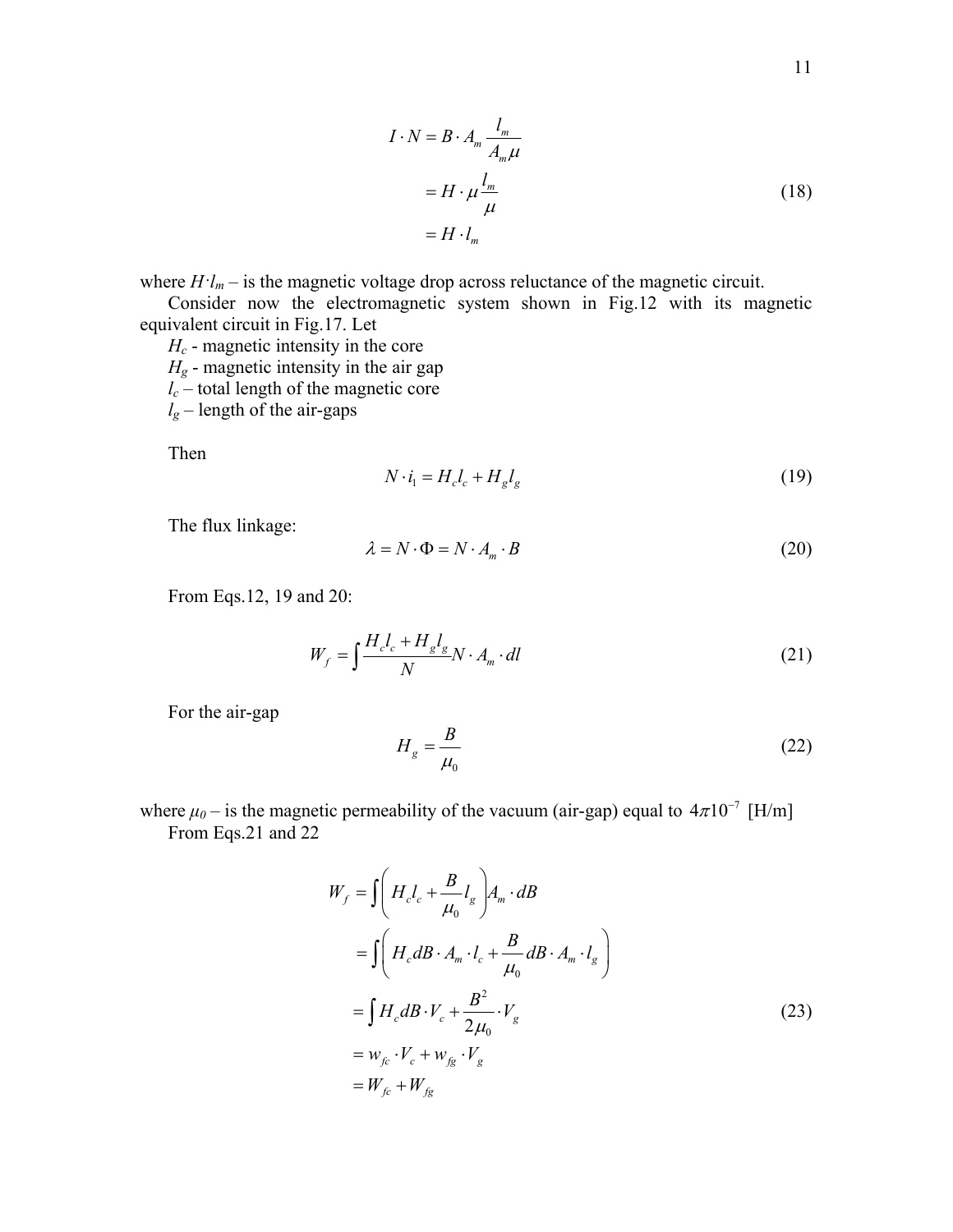$$
\begin{aligned}
I \cdot N &= B \cdot A_m \frac{l_m}{A_m \mu} \\
&= H \cdot \mu \frac{l_m}{\mu} \\
&= H \cdot l_m
\end{aligned}
\tag{18}
$$

where $H \cdot l_m$ – is the magnetic voltage drop across reluctance of the magnetic circuit.

Consider now the electromagnetic system shown in Fig.12 with its magnetic equivalent circuit in Fig.17. Let

$H_c$ - magnetic intensity in the core

$H_g$ - magnetic intensity in the air gap

$l_c$ – total length of the magnetic core

$l_g$ – length of the air-gaps

Then

$$
N \cdot i_1 = H_c l_c + H_g l_g \tag{19}
$$

The flux linkage:

$$
\lambda = N \cdot \Phi = N \cdot A_m \cdot B \tag{20}
$$

From Eqs.12, 19 and 20:

$$
W_f = \int \frac{H_c l_c + H_g l_g}{N} N \cdot A_m \cdot dl \tag{21}
$$

For the air-gap

$$
H_g = \frac{B}{\mu_0} \tag{22}
$$

where $\mu_0$ – is the magnetic permeability of the vacuum (air-gap) equal to $4\pi 10^{-7}$ [H/m]

From Eqs.21 and 22

$$
\begin{aligned}
W_f &= \int \left( H_c l_c + \frac{B}{\mu_0} l_g \right) A_m \cdot dB \\
&= \int \left( H_c dB \cdot A_m \cdot l_c + \frac{B}{\mu_0} dB \cdot A_m \cdot l_g \right) \\
&= \int H_c dB \cdot V_c + \frac{B^2}{2\mu_0} \cdot V_g \\
&= w_{fc} \cdot V_c + w_{fg} \cdot V_g \\
&= W_{fc} + W_{fg}
\end{aligned}
\tag{23}
$$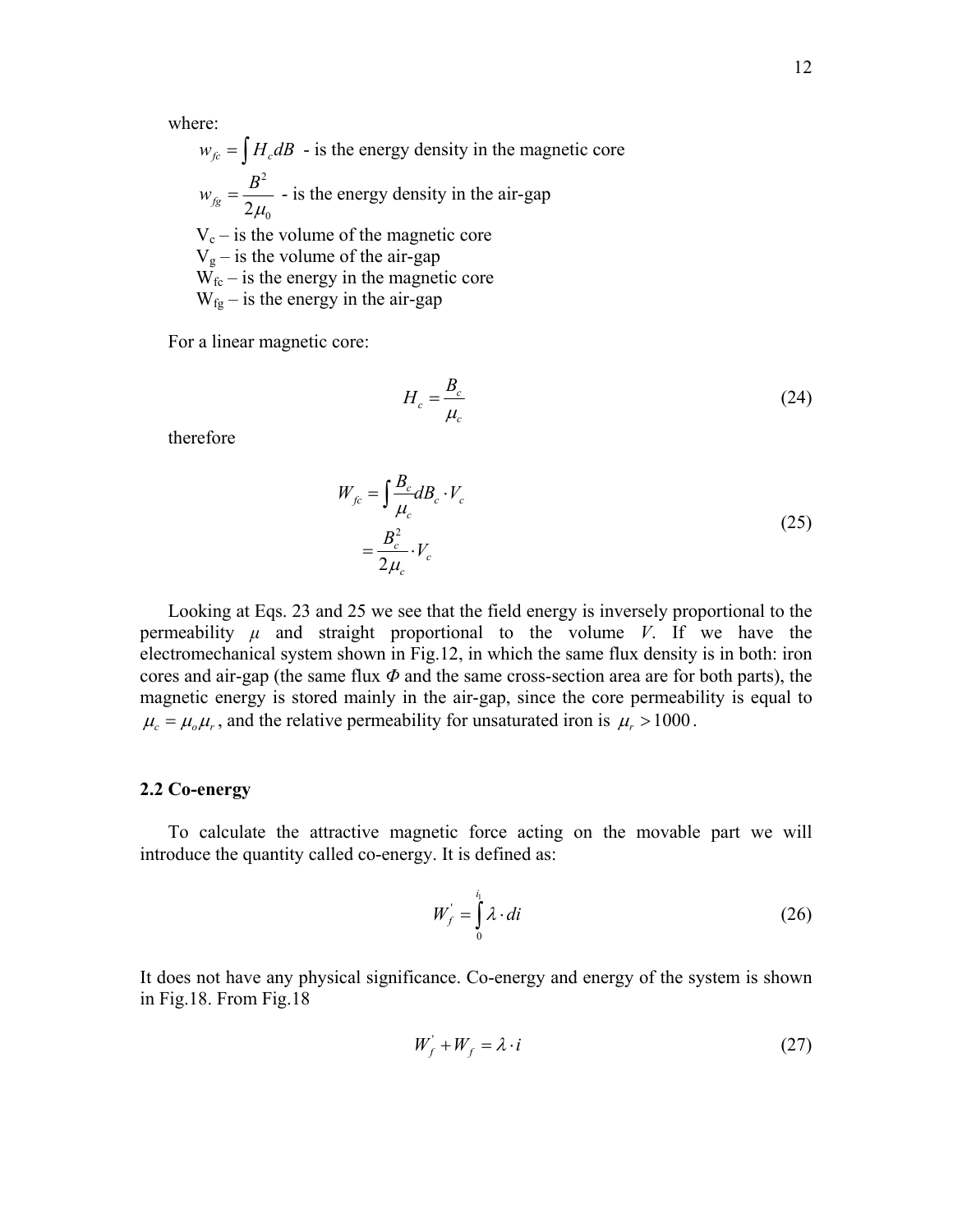where:

$w_{fc} = \int H_c dB$ - is the energy density in the magnetic core

$w_{fg} = \dfrac{B^2}{2\mu_0}$ - is the energy density in the air-gap

$V_c$ – is the volume of the magnetic core

$V_g$ – is the volume of the air-gap

$W_{fc}$ – is the energy in the magnetic core

$W_{fg}$ – is the energy in the air-gap

For a linear magnetic core:

$$H_c = \frac{B_c}{\mu_c} \tag{24}$$

therefore

$$\begin{aligned} W_{fc} &= \int \frac{B_c}{\mu_c} dB_c \cdot V_c \\ &= \frac{B_c^2}{2\mu_c} \cdot V_c \end{aligned} \tag{25}$$

Looking at Eqs. 23 and 25 we see that the field energy is inversely proportional to the permeability $\mu$ and straight proportional to the volume $V$. If we have the electromechanical system shown in Fig.12, in which the same flux density is in both: iron cores and air-gap (the same flux $\Phi$ and the same cross-section area are for both parts), the magnetic energy is stored mainly in the air-gap, since the core permeability is equal to $\mu_c = \mu_o \mu_r$, and the relative permeability for unsaturated iron is $\mu_r > 1000$.

## 2.2 Co-energy

To calculate the attractive magnetic force acting on the movable part we will introduce the quantity called co-energy. It is defined as:

$$W_f^{'} = \int_0^{i_1} \lambda \cdot di \tag{26}$$

It does not have any physical significance. Co-energy and energy of the system is shown in Fig.18. From Fig.18

$$W_f^{'} + W_f = \lambda \cdot i \tag{27}$$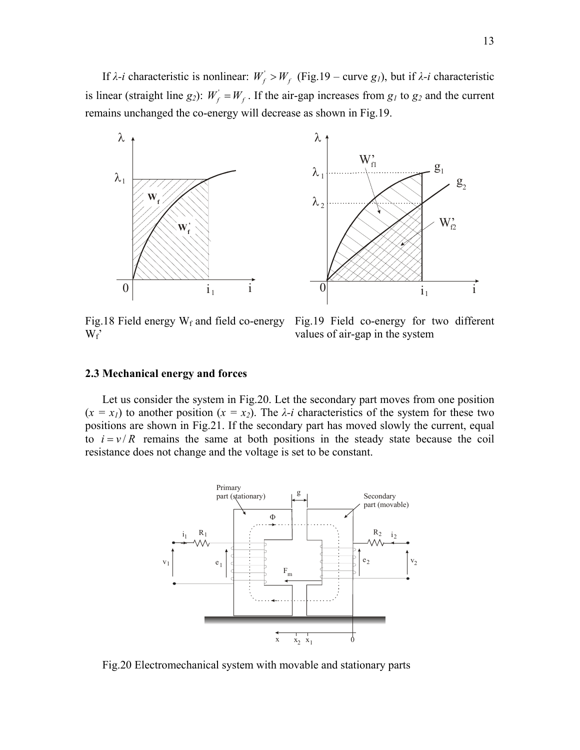If $\lambda$-$i$ characteristic is nonlinear: $W_f^{'} > W_f$ (Fig.19 – curve $g_1$), but if $\lambda$-$i$ characteristic is linear (straight line $g_2$): $W_f^{'} = W_f$. If the air-gap increases from $g_1$ to $g_2$ and the current remains unchanged the co-energy will decrease as shown in Fig.19.

Fig.18 Field energy $W_f$ and field co-energy $W_f$'

Fig.19 Field co-energy for two different values of air-gap in the system

### 2.3 Mechanical energy and forces

Let us consider the system in Fig.20. Let the secondary part moves from one position ($x = x_1$) to another position ($x = x_2$). The $\lambda$-$i$ characteristics of the system for these two positions are shown in Fig.21. If the secondary part has moved slowly the current, equal to $i = v/R$ remains the same at both positions in the steady state because the coil resistance does not change and the voltage is set to be constant.

Fig.20 Electromechanical system with movable and stationary parts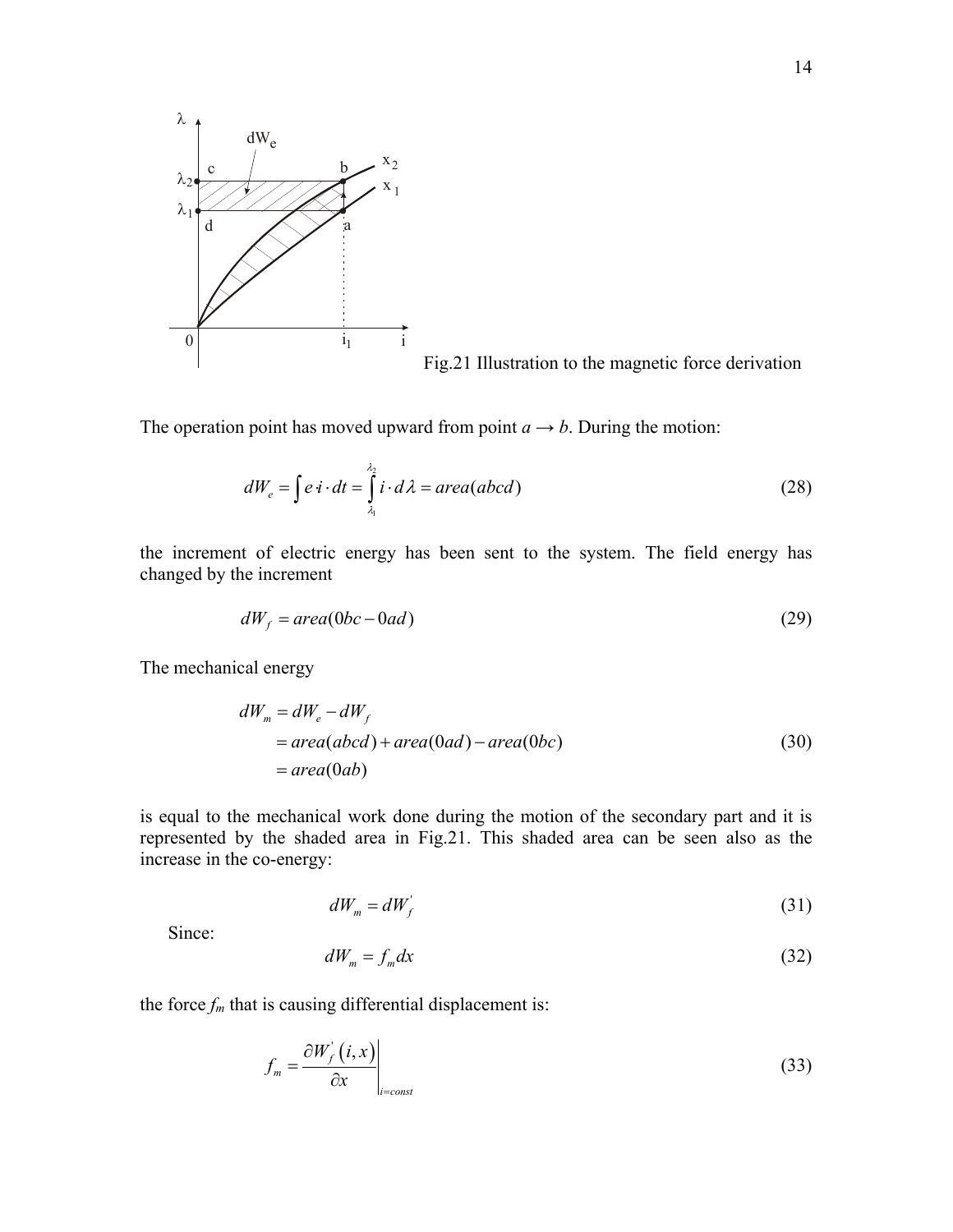Fig.21 Illustration to the magnetic force derivation

The operation point has moved upward from point *a* → *b*. During the motion:

$$dW_e = \int e \cdot i \cdot dt = \int_{\lambda_1}^{\lambda_2} i \cdot d\lambda = area(abcd) \tag{28}$$

the increment of electric energy has been sent to the system. The field energy has changed by the increment

$$dW_f = area(0bc - 0ad) \tag{29}$$

The mechanical energy

$$\begin{aligned} dW_m &= dW_e - dW_f \\ &= area(abcd) + area(0ad) - area(0bc) \\ &= area(0ab) \end{aligned} \tag{30}$$

is equal to the mechanical work done during the motion of the secondary part and it is represented by the shaded area in Fig.21. This shaded area can be seen also as the increase in the co-energy:

$$dW_m = dW_f^{'} \tag{31}$$

Since:

$$dW_m = f_m dx \tag{32}$$

the force $f_m$ that is causing differential displacement is:

$$f_m = \left. \frac{\partial W_f^{'}(i, x)}{\partial x} \right|_{i=const} \tag{33}$$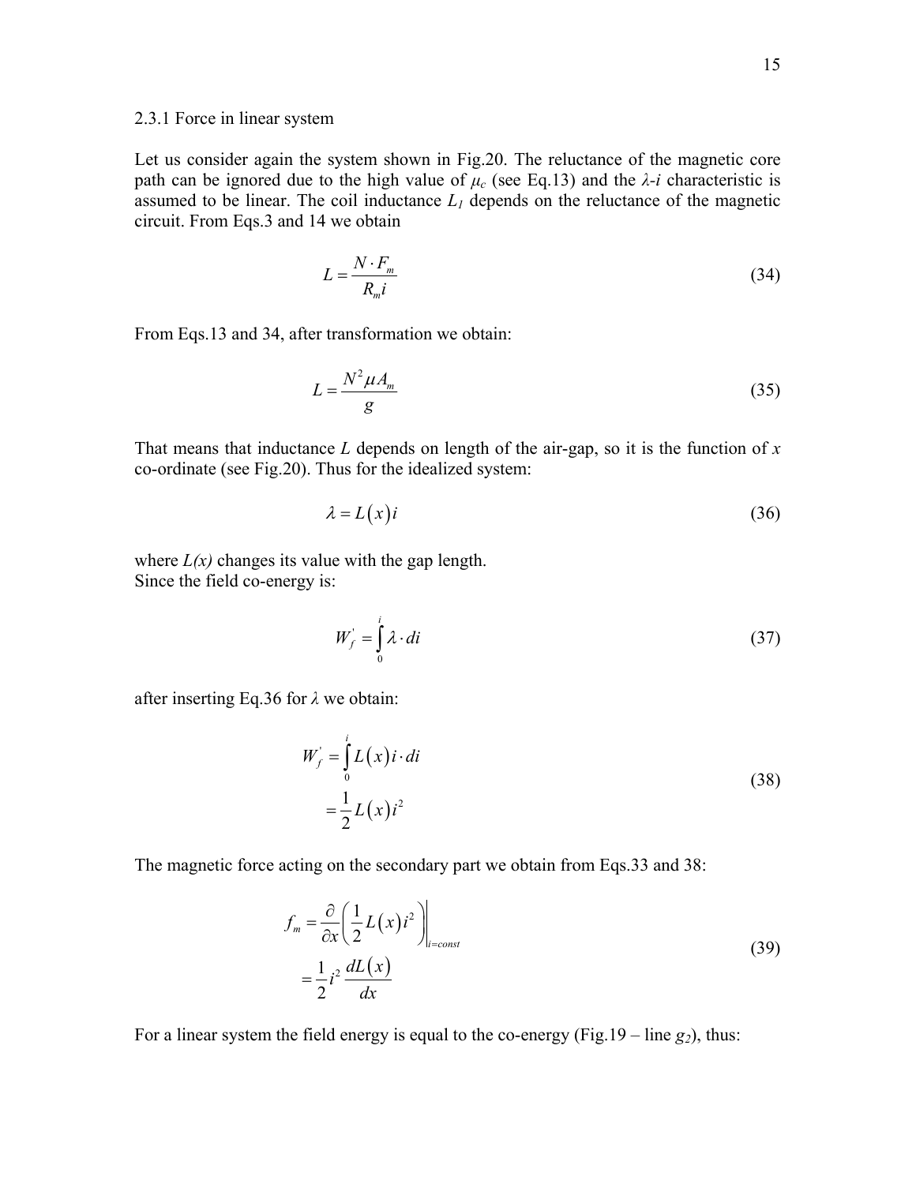### 2.3.1 Force in linear system

Let us consider again the system shown in Fig.20. The reluctance of the magnetic core path can be ignored due to the high value of $\mu_c$ (see Eq.13) and the $\lambda$-$i$ characteristic is assumed to be linear. The coil inductance $L_1$ depends on the reluctance of the magnetic circuit. From Eqs.3 and 14 we obtain

$$L = \frac{N \cdot F_m}{R_m i} \tag{34}$$

From Eqs.13 and 34, after transformation we obtain:

$$L = \frac{N^2 \mu A_m}{g} \tag{35}$$

That means that inductance $L$ depends on length of the air-gap, so it is the function of $x$ co-ordinate (see Fig.20). Thus for the idealized system:

$$\lambda = L(x) i \tag{36}$$

where $L(x)$ changes its value with the gap length.
Since the field co-energy is:

$$W_f^{'} = \int_0^i \lambda \cdot di \tag{37}$$

after inserting Eq.36 for $\lambda$ we obtain:

$$\begin{aligned} W_f^{'} &= \int_0^i L(x) i \cdot di \\ &= \frac{1}{2} L(x) i^2 \end{aligned} \tag{38}$$

The magnetic force acting on the secondary part we obtain from Eqs.33 and 38:

$$\begin{aligned} f_m &= \frac{\partial}{\partial x}\left(\frac{1}{2} L(x) i^2\right)\Bigg|_{i=const} \\ &= \frac{1}{2} i^2 \frac{dL(x)}{dx} \end{aligned} \tag{39}$$

For a linear system the field energy is equal to the co-energy (Fig.19 – line $g_2$), thus: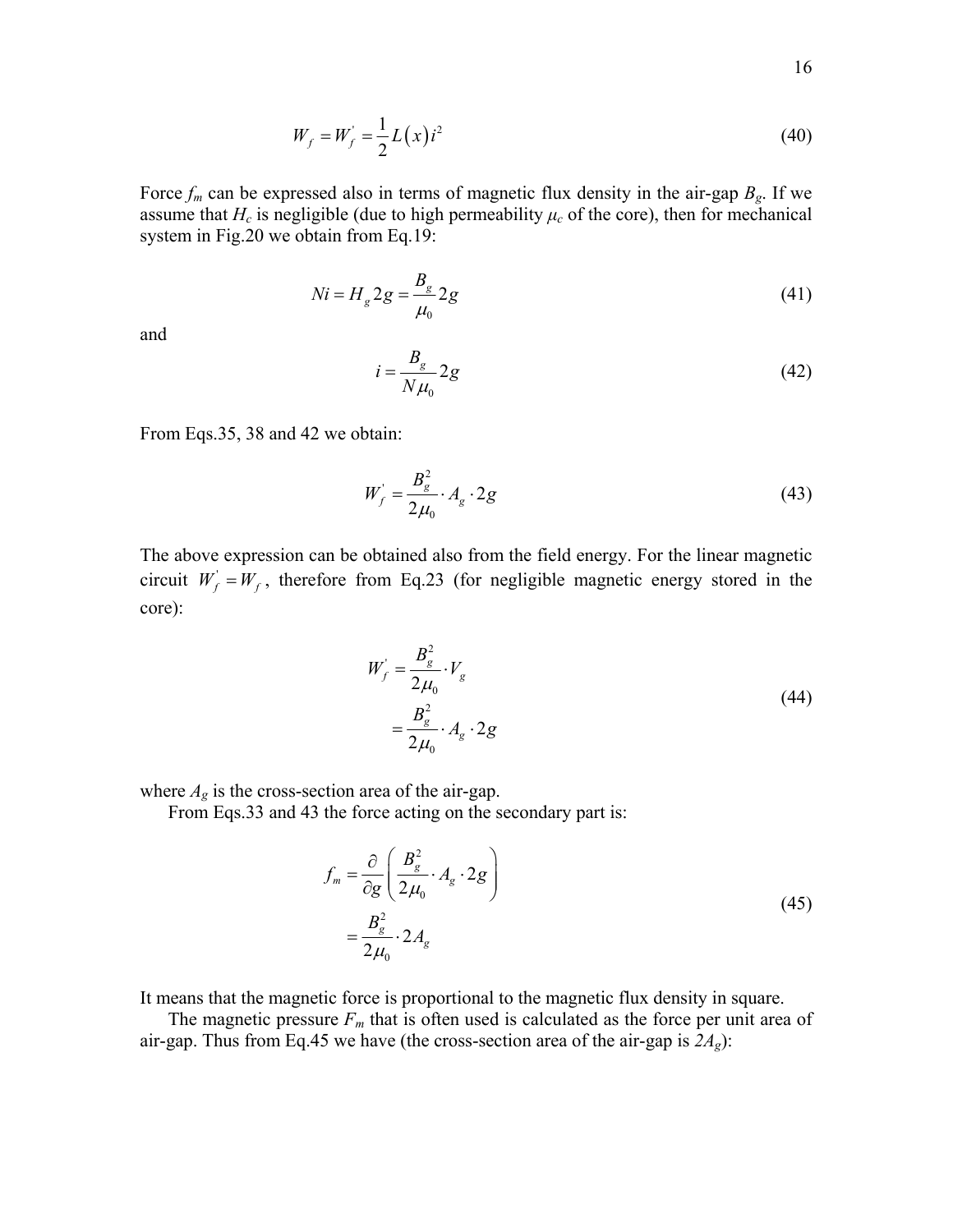$$W_f = W_f^{'} = \frac{1}{2}L\left(x\right)i^2 \tag{40}$$

Force $f_m$ can be expressed also in terms of magnetic flux density in the air-gap $B_g$. If we assume that $H_c$ is negligible (due to high permeability $\mu_c$ of the core), then for mechanical system in Fig.20 we obtain from Eq.19:

$$Ni = H_g 2g = \frac{B_g}{\mu_0}2g \tag{41}$$

and

$$i = \frac{B_g}{N\mu_0}2g \tag{42}$$

From Eqs.35, 38 and 42 we obtain:

$$W_f^{'} = \frac{B_g^2}{2\mu_0} \cdot A_g \cdot 2g \tag{43}$$

The above expression can be obtained also from the field energy. For the linear magnetic circuit $W_f^{'} = W_f$, therefore from Eq.23 (for negligible magnetic energy stored in the core):

$$\begin{aligned} W_f^{'} &= \frac{B_g^2}{2\mu_0} \cdot V_g \\ &= \frac{B_g^2}{2\mu_0} \cdot A_g \cdot 2g \end{aligned} \tag{44}$$

where $A_g$ is the cross-section area of the air-gap.

From Eqs.33 and 43 the force acting on the secondary part is:

$$\begin{aligned} f_m &= \frac{\partial}{\partial g}\left(\frac{B_g^2}{2\mu_0} \cdot A_g \cdot 2g\right) \\ &= \frac{B_g^2}{2\mu_0} \cdot 2A_g \end{aligned} \tag{45}$$

It means that the magnetic force is proportional to the magnetic flux density in square.

The magnetic pressure $F_m$ that is often used is calculated as the force per unit area of air-gap. Thus from Eq.45 we have (the cross-section area of the air-gap is $2A_g$):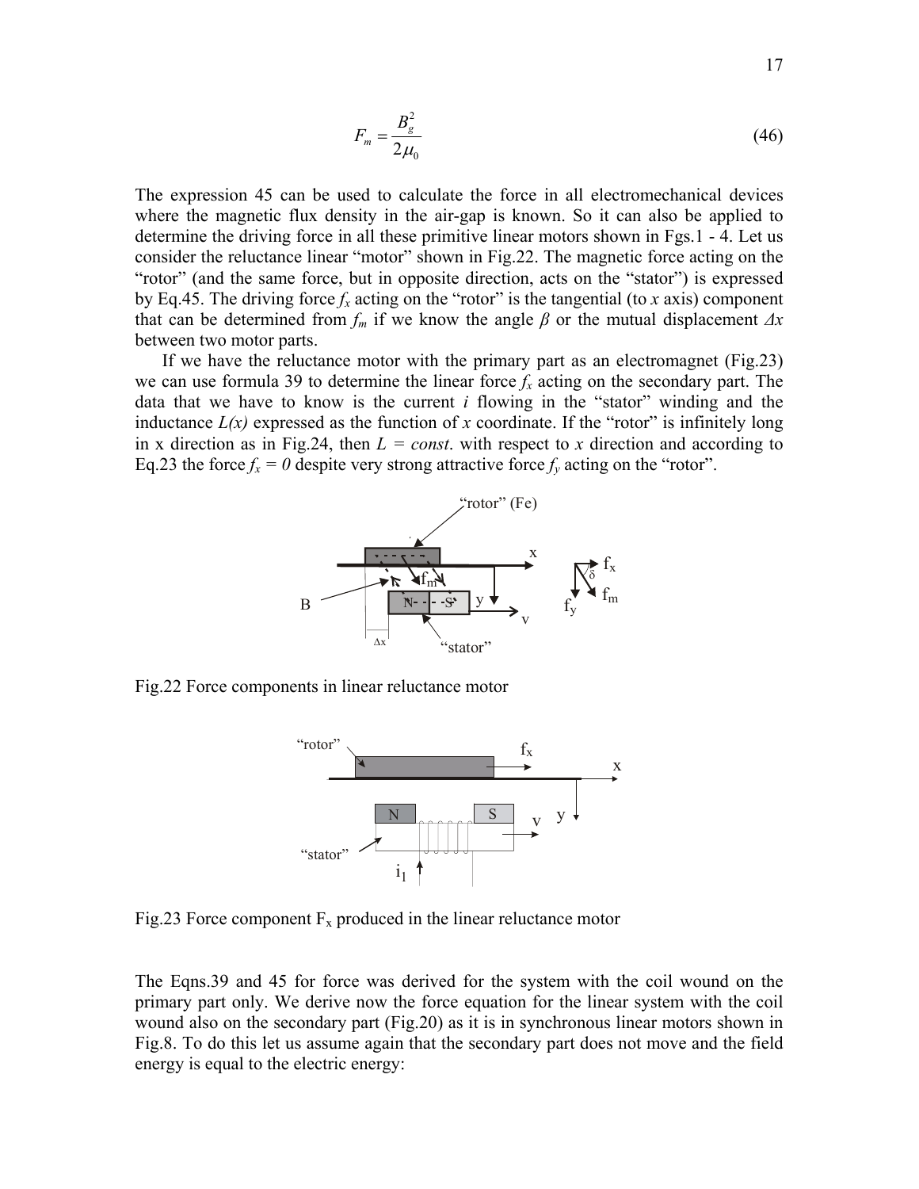$$F_m = \frac{B_g^2}{2\mu_0} \tag{46}$$

The expression 45 can be used to calculate the force in all electromechanical devices where the magnetic flux density in the air-gap is known. So it can also be applied to determine the driving force in all these primitive linear motors shown in Fgs.1 - 4. Let us consider the reluctance linear "motor" shown in Fig.22. The magnetic force acting on the "rotor" (and the same force, but in opposite direction, acts on the "stator") is expressed by Eq.45. The driving force $f_x$ acting on the "rotor" is the tangential (to *x* axis) component that can be determined from $f_m$ if we know the angle $\beta$ or the mutual displacement $\Delta x$ between two motor parts.

If we have the reluctance motor with the primary part as an electromagnet (Fig.23) we can use formula 39 to determine the linear force $f_x$ acting on the secondary part. The data that we have to know is the current *i* flowing in the "stator" winding and the inductance $L(x)$ expressed as the function of *x* coordinate. If the "rotor" is infinitely long in x direction as in Fig.24, then $L = const.$ with respect to *x* direction and according to Eq.23 the force $f_x = 0$ despite very strong attractive force $f_y$ acting on the "rotor".

Fig.22 Force components in linear reluctance motor

Fig.23 Force component $F_x$ produced in the linear reluctance motor

The Eqns.39 and 45 for force was derived for the system with the coil wound on the primary part only. We derive now the force equation for the linear system with the coil wound also on the secondary part (Fig.20) as it is in synchronous linear motors shown in Fig.8. To do this let us assume again that the secondary part does not move and the field energy is equal to the electric energy: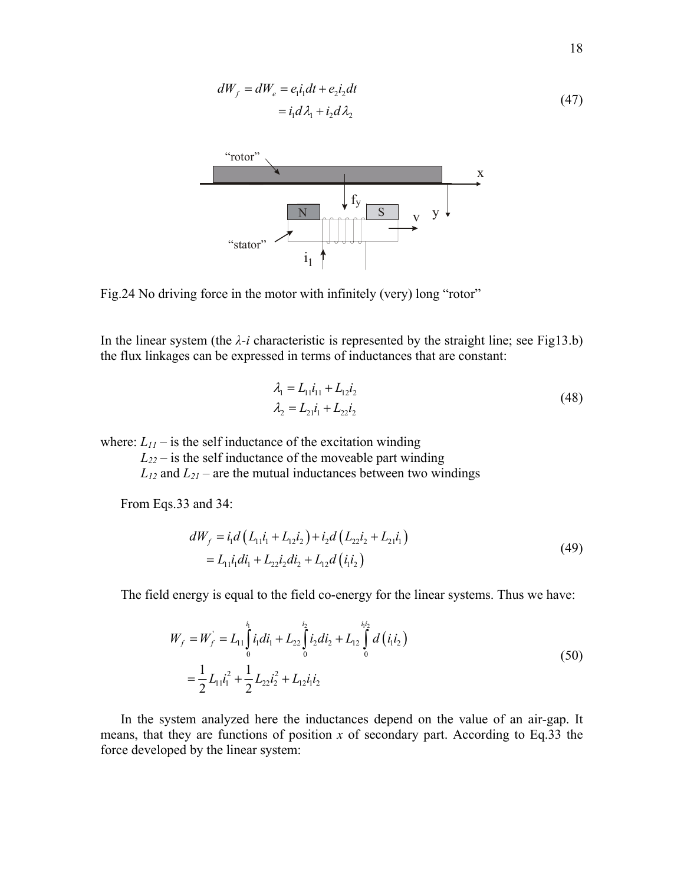$$dW_f = dW_e = e_1 i_1 dt + e_2 i_2 dt$$
$$= i_1 d\lambda_1 + i_2 d\lambda_2 \tag{47}$$

Fig.24 No driving force in the motor with infinitely (very) long "rotor"

In the linear system (the $\lambda$-$i$ characteristic is represented by the straight line; see Fig13.b) the flux linkages can be expressed in terms of inductances that are constant:

$$\lambda_1 = L_{11} i_{11} + L_{12} i_2$$
$$\lambda_2 = L_{21} i_1 + L_{22} i_2 \tag{48}$$

where: $L_{11}$ – is the self inductance of the excitation winding
$L_{22}$ – is the self inductance of the moveable part winding
$L_{12}$ and $L_{21}$ – are the mutual inductances between two windings

From Eqs.33 and 34:

$$dW_f = i_1 d\left(L_{11} i_1 + L_{12} i_2\right) + i_2 d\left(L_{22} i_2 + L_{21} i_1\right)$$
$$= L_{11} i_1 di_1 + L_{22} i_2 di_2 + L_{12} d\left(i_1 i_2\right) \tag{49}$$

The field energy is equal to the field co-energy for the linear systems. Thus we have:

$$W_f = W_f^{'} = L_{11} \int_0^{i_1} i_1 di_1 + L_{22} \int_0^{i_2} i_2 di_2 + L_{12} \int_0^{i_1 i_2} d\left(i_1 i_2\right)$$
$$= \frac{1}{2} L_{11} i_1^2 + \frac{1}{2} L_{22} i_2^2 + L_{12} i_1 i_2 \tag{50}$$

In the system analyzed here the inductances depend on the value of an air-gap. It means, that they are functions of position $x$ of secondary part. According to Eq.33 the force developed by the linear system: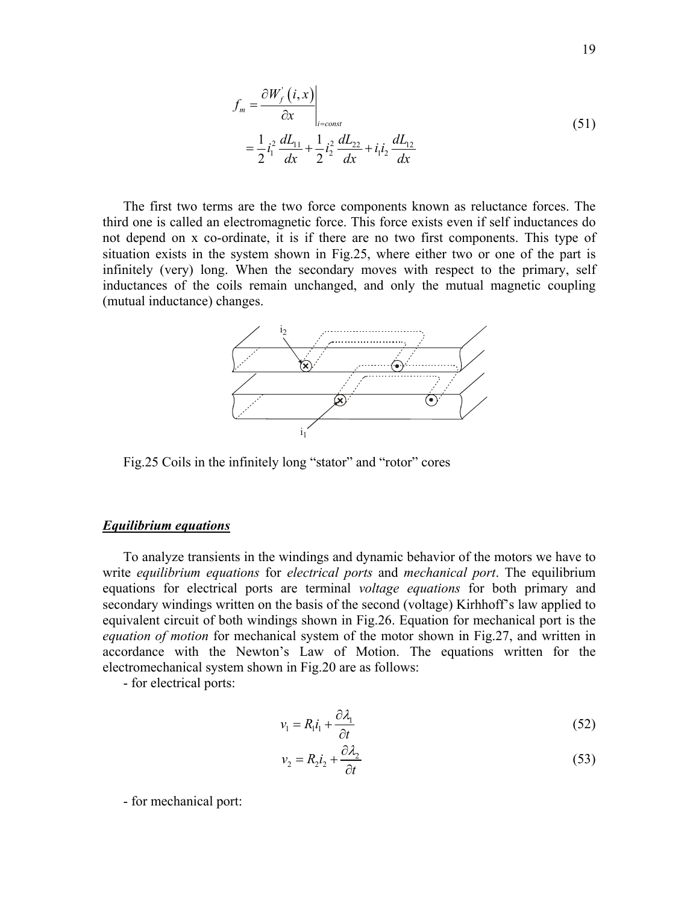$$
\begin{aligned}
f_m &= \left.\frac{\partial W_f'(i,x)}{\partial x}\right|_{i=const} \\
&= \frac{1}{2} i_1^2 \frac{dL_{11}}{dx} + \frac{1}{2} i_2^2 \frac{dL_{22}}{dx} + i_1 i_2 \frac{dL_{12}}{dx}
\end{aligned} \tag{51}
$$

The first two terms are the two force components known as reluctance forces. The third one is called an electromagnetic force. This force exists even if self inductances do not depend on x co-ordinate, it is if there are no two first components. This type of situation exists in the system shown in Fig.25, where either two or one of the part is infinitely (very) long. When the secondary moves with respect to the primary, self inductances of the coils remain unchanged, and only the mutual magnetic coupling (mutual inductance) changes.

Fig.25 Coils in the infinitely long "stator" and "rotor" cores

### *Equilibrium equations*

To analyze transients in the windings and dynamic behavior of the motors we have to write *equilibrium equations* for *electrical ports* and *mechanical port*. The equilibrium equations for electrical ports are terminal *voltage equations* for both primary and secondary windings written on the basis of the second (voltage) Kirhhoff's law applied to equivalent circuit of both windings shown in Fig.26. Equation for mechanical port is the *equation of motion* for mechanical system of the motor shown in Fig.27, and written in accordance with the Newton's Law of Motion. The equations written for the electromechanical system shown in Fig.20 are as follows:

- for electrical ports:

$$
v_1 = R_1 i_1 + \frac{\partial \lambda_1}{\partial t} \tag{52}
$$

$$
v_2 = R_2 i_2 + \frac{\partial \lambda_2}{\partial t} \tag{53}
$$

- for mechanical port: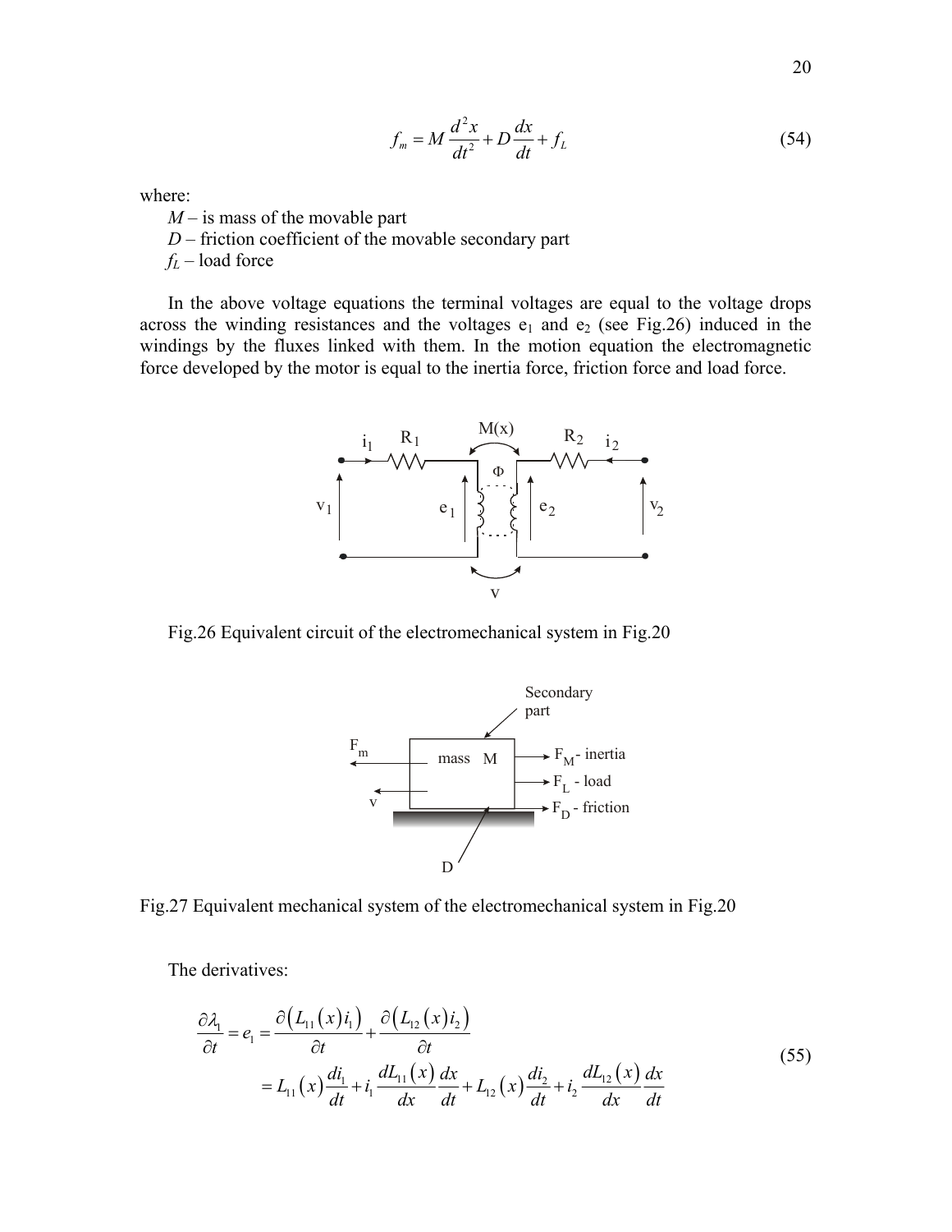$$f_m = M\frac{d^2x}{dt^2} + D\frac{dx}{dt} + f_L \tag{54}$$

where:

- $M$ – is mass of the movable part
- $D$ – friction coefficient of the movable secondary part
- $f_L$ – load force

In the above voltage equations the terminal voltages are equal to the voltage drops across the winding resistances and the voltages $e_1$ and $e_2$ (see Fig.26) induced in the windings by the fluxes linked with them. In the motion equation the electromagnetic force developed by the motor is equal to the inertia force, friction force and load force.

Fig.26 Equivalent circuit of the electromechanical system in Fig.20

Fig.27 Equivalent mechanical system of the electromechanical system in Fig.20

The derivatives:

$$\begin{aligned}\frac{\partial \lambda_1}{\partial t} = e_1 &= \frac{\partial\left(L_{11}(x)i_1\right)}{\partial t} + \frac{\partial\left(L_{12}(x)i_2\right)}{\partial t} \\ &= L_{11}(x)\frac{di_1}{dt} + i_1\frac{dL_{11}(x)}{dx}\frac{dx}{dt} + L_{12}(x)\frac{di_2}{dt} + i_2\frac{dL_{12}(x)}{dx}\frac{dx}{dt}\end{aligned} \tag{55}$$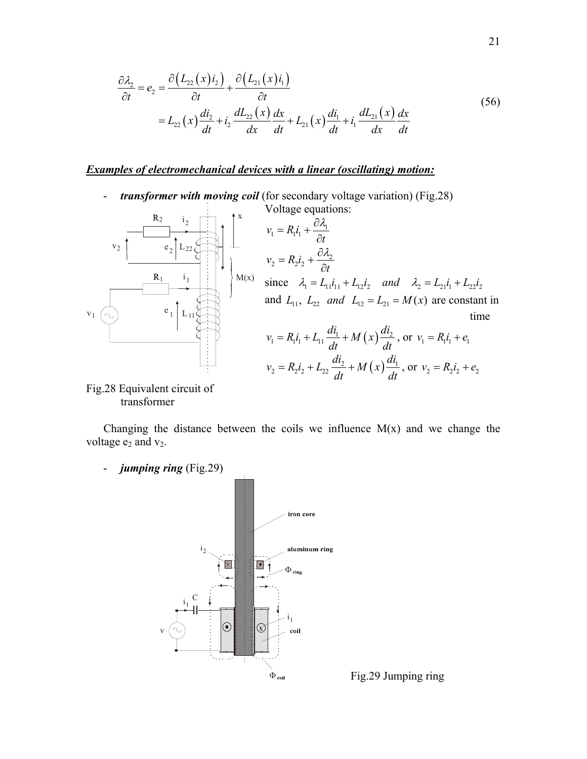$$\frac{\partial \lambda_2}{\partial t} = e_2 = \frac{\partial \left( L_{22}\left(x\right) i_2 \right)}{\partial t} + \frac{\partial \left( L_{21}\left(x\right) i_1 \right)}{\partial t}$$
$$= L_{22}\left(x\right)\frac{di_2}{dt} + i_2 \frac{dL_{22}\left(x\right)}{dx}\frac{dx}{dt} + L_{21}\left(x\right)\frac{di_1}{dt} + i_1 \frac{dL_{21}\left(x\right)}{dx}\frac{dx}{dt} \tag{56}$$

***Examples of electromechanical devices with a linear (oscillating) motion:***

- ***transformer with moving coil*** (for secondary voltage variation) (Fig.28)

Voltage equations:

$$v_1 = R_1 i_1 + \frac{\partial \lambda_1}{\partial t}$$

$$v_2 = R_2 i_2 + \frac{\partial \lambda_2}{\partial t}$$

since $\lambda_1 = L_{11} i_{11} + L_{12} i_2 \quad and \quad \lambda_2 = L_{21} i_1 + L_{22} i_2$

and $L_{11},\ L_{22} \ \ and \ \ L_{12} = L_{21} = M(x)$ are constant in time

$$v_1 = R_1 i_1 + L_{11}\frac{di_1}{dt} + M\left(x\right)\frac{di_2}{dt}, \text{ or } v_1 = R_1 i_1 + e_1$$

$$v_2 = R_2 i_2 + L_{22}\frac{di_2}{dt} + M\left(x\right)\frac{di_1}{dt}, \text{ or } v_2 = R_2 i_2 + e_2$$

Fig.28 Equivalent circuit of transformer

Changing the distance between the coils we influence M(x) and we change the voltage $e_2$ and $v_2$.

- ***jumping ring*** (Fig.29)

Fig.29 Jumping ring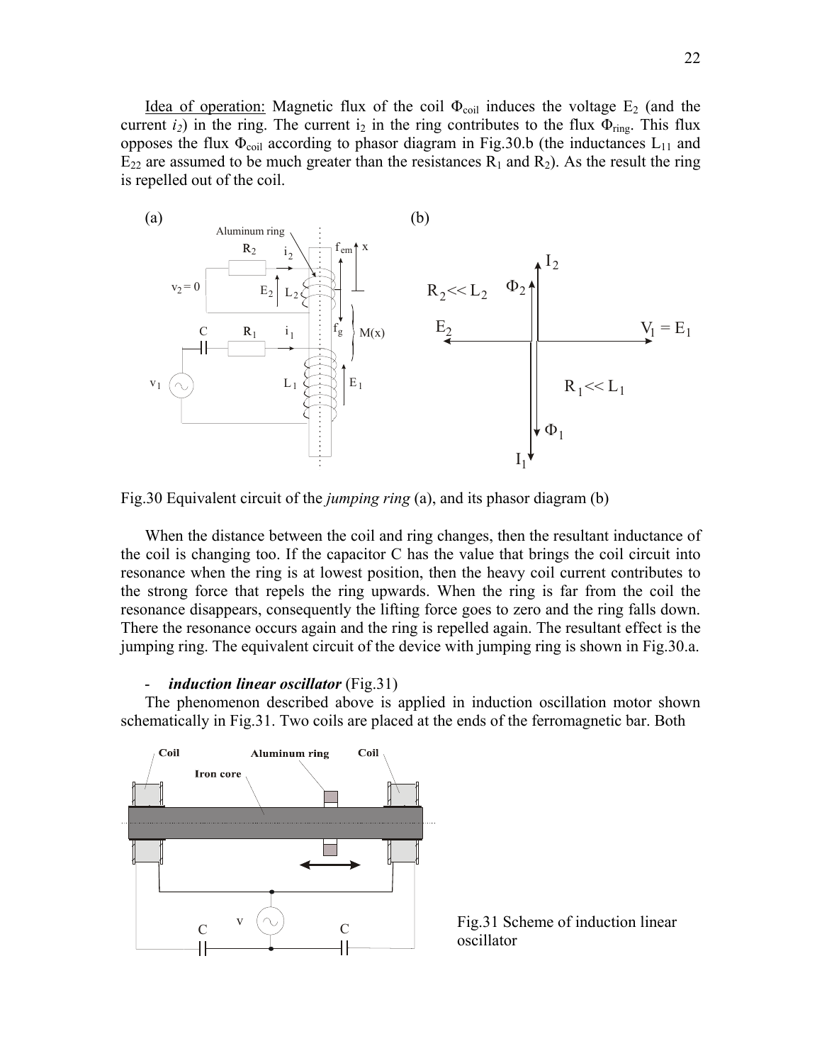Idea of operation: Magnetic flux of the coil $\Phi_{coil}$ induces the voltage $E_2$ (and the current $i_2$) in the ring. The current $i_2$ in the ring contributes to the flux $\Phi_{ring}$. This flux opposes the flux $\Phi_{coil}$ according to phasor diagram in Fig.30.b (the inductances $L_{11}$ and $E_{22}$ are assumed to be much greater than the resistances $R_1$ and $R_2$). As the result the ring is repelled out of the coil.

Fig.30 Equivalent circuit of the *jumping ring* (a), and its phasor diagram (b)

When the distance between the coil and ring changes, then the resultant inductance of the coil is changing too. If the capacitor C has the value that brings the coil circuit into resonance when the ring is at lowest position, then the heavy coil current contributes to the strong force that repels the ring upwards. When the ring is far from the coil the resonance disappears, consequently the lifting force goes to zero and the ring falls down. There the resonance occurs again and the ring is repelled again. The resultant effect is the jumping ring. The equivalent circuit of the device with jumping ring is shown in Fig.30.a.

- ***induction linear oscillator*** (Fig.31)

The phenomenon described above is applied in induction oscillation motor shown schematically in Fig.31. Two coils are placed at the ends of the ferromagnetic bar. Both

Fig.31 Scheme of induction linear oscillator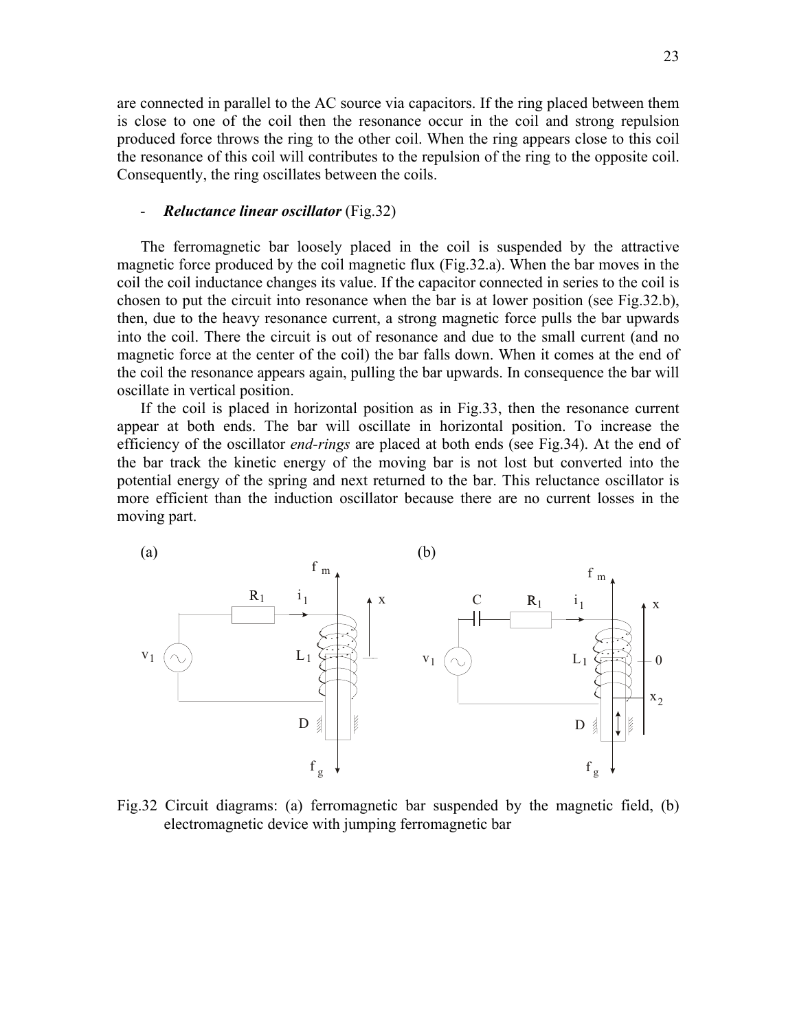are connected in parallel to the AC source via capacitors. If the ring placed between them is close to one of the coil then the resonance occur in the coil and strong repulsion produced force throws the ring to the other coil. When the ring appears close to this coil the resonance of this coil will contributes to the repulsion of the ring to the opposite coil. Consequently, the ring oscillates between the coils.

- ***Reluctance linear oscillator*** (Fig.32)

The ferromagnetic bar loosely placed in the coil is suspended by the attractive magnetic force produced by the coil magnetic flux (Fig.32.a). When the bar moves in the coil the coil inductance changes its value. If the capacitor connected in series to the coil is chosen to put the circuit into resonance when the bar is at lower position (see Fig.32.b), then, due to the heavy resonance current, a strong magnetic force pulls the bar upwards into the coil. There the circuit is out of resonance and due to the small current (and no magnetic force at the center of the coil) the bar falls down. When it comes at the end of the coil the resonance appears again, pulling the bar upwards. In consequence the bar will oscillate in vertical position.

If the coil is placed in horizontal position as in Fig.33, then the resonance current appear at both ends. The bar will oscillate in horizontal position. To increase the efficiency of the oscillator *end-rings* are placed at both ends (see Fig.34). At the end of the bar track the kinetic energy of the moving bar is not lost but converted into the potential energy of the spring and next returned to the bar. This reluctance oscillator is more efficient than the induction oscillator because there are no current losses in the moving part.

Fig.32 Circuit diagrams: (a) ferromagnetic bar suspended by the magnetic field, (b) electromagnetic device with jumping ferromagnetic bar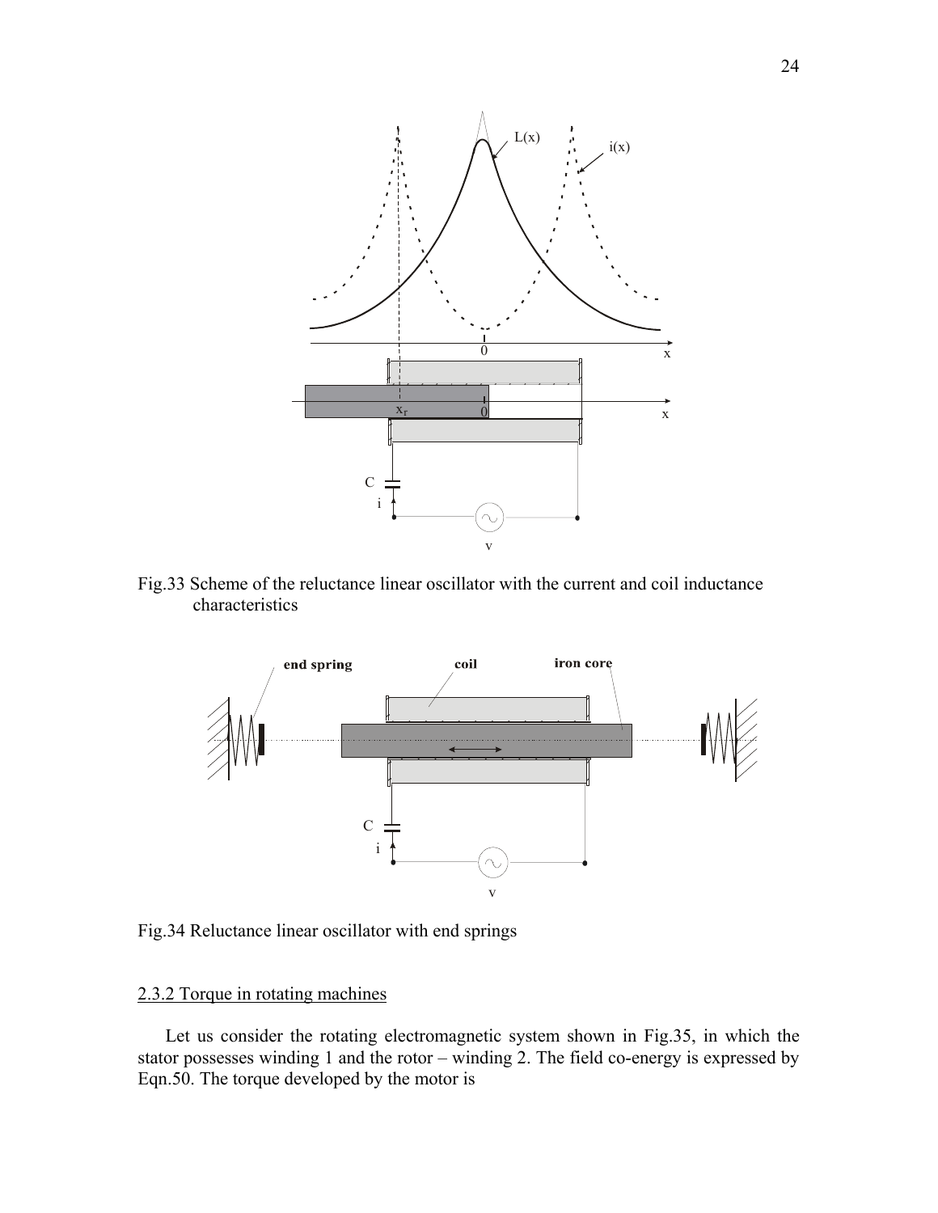Fig.33 Scheme of the reluctance linear oscillator with the current and coil inductance characteristics

Fig.34 Reluctance linear oscillator with end springs

## 2.3.2 Torque in rotating machines

Let us consider the rotating electromagnetic system shown in Fig.35, in which the stator possesses winding 1 and the rotor – winding 2. The field co-energy is expressed by Eqn.50. The torque developed by the motor is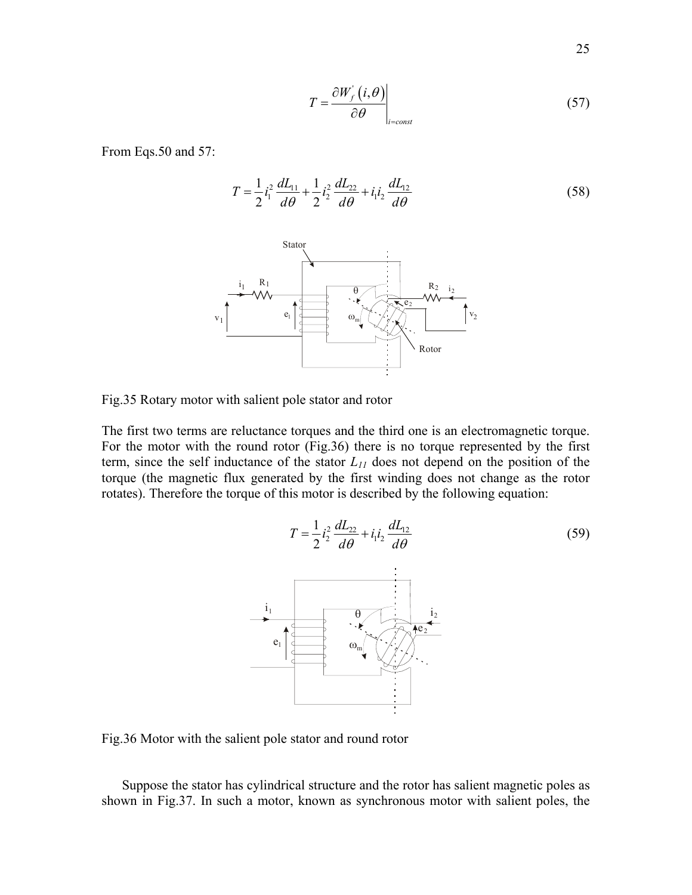$$T = \left. \frac{\partial W_f^{'}(i,\theta)}{\partial \theta} \right|_{i=const} \tag{57}$$

From Eqs.50 and 57:

$$T = \frac{1}{2} i_1^2 \frac{dL_{11}}{d\theta} + \frac{1}{2} i_2^2 \frac{dL_{22}}{d\theta} + i_1 i_2 \frac{dL_{12}}{d\theta} \tag{58}$$

Fig.35 Rotary motor with salient pole stator and rotor

The first two terms are reluctance torques and the third one is an electromagnetic torque. For the motor with the round rotor (Fig.36) there is no torque represented by the first term, since the self inductance of the stator $L_{11}$ does not depend on the position of the torque (the magnetic flux generated by the first winding does not change as the rotor rotates). Therefore the torque of this motor is described by the following equation:

$$T = \frac{1}{2} i_2^2 \frac{dL_{22}}{d\theta} + i_1 i_2 \frac{dL_{12}}{d\theta} \tag{59}$$

Fig.36 Motor with the salient pole stator and round rotor

Suppose the stator has cylindrical structure and the rotor has salient magnetic poles as shown in Fig.37. In such a motor, known as synchronous motor with salient poles, the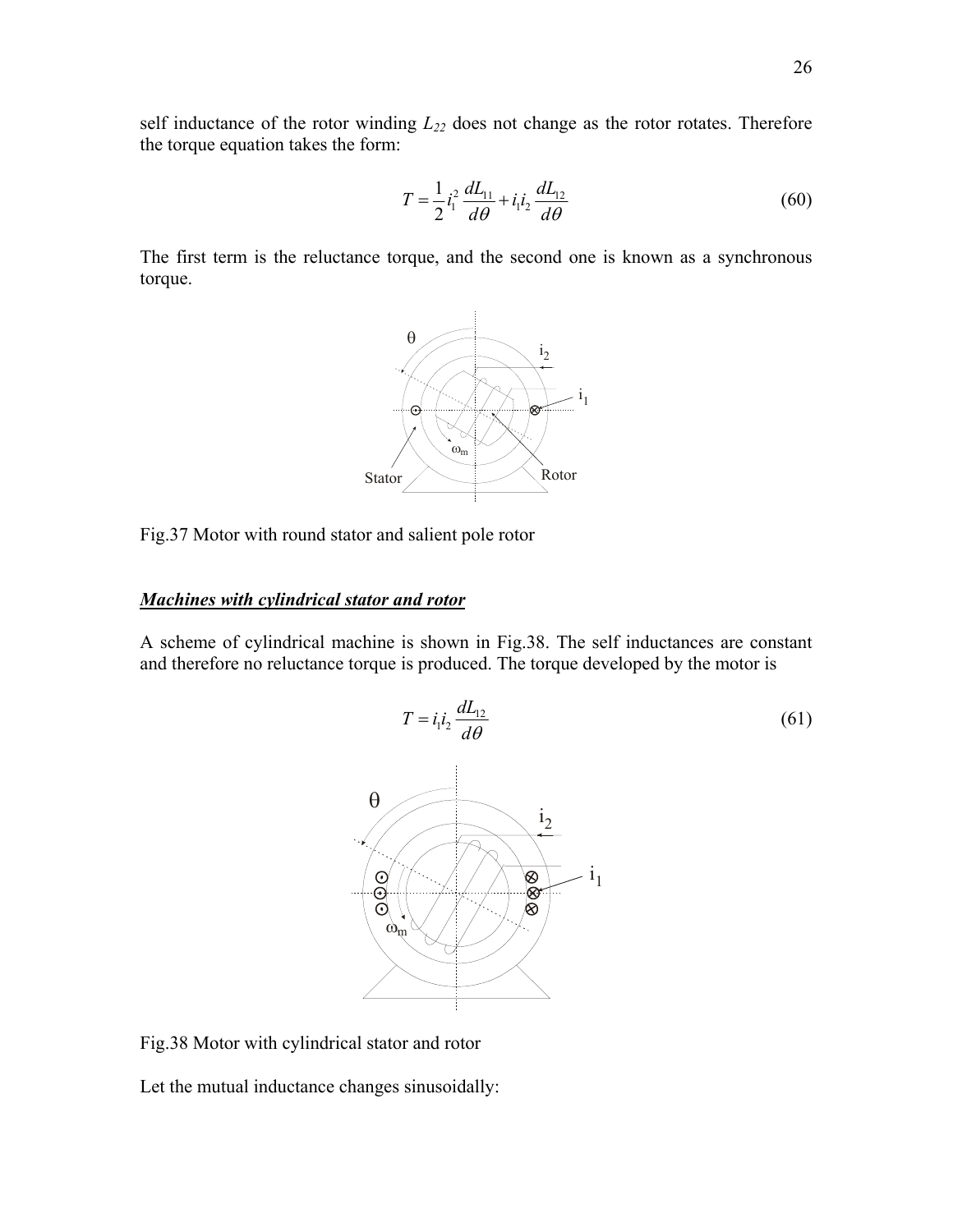self inductance of the rotor winding $L_{22}$ does not change as the rotor rotates. Therefore the torque equation takes the form:

$$T = \frac{1}{2} i_1^2 \frac{dL_{11}}{d\theta} + i_1 i_2 \frac{dL_{12}}{d\theta} \tag{60}$$

The first term is the reluctance torque, and the second one is known as a synchronous torque.

Fig.37 Motor with round stator and salient pole rotor

***Machines with cylindrical stator and rotor***

A scheme of cylindrical machine is shown in Fig.38. The self inductances are constant and therefore no reluctance torque is produced. The torque developed by the motor is

$$T = i_1 i_2 \frac{dL_{12}}{d\theta} \tag{61}$$

Fig.38 Motor with cylindrical stator and rotor

Let the mutual inductance changes sinusoidally: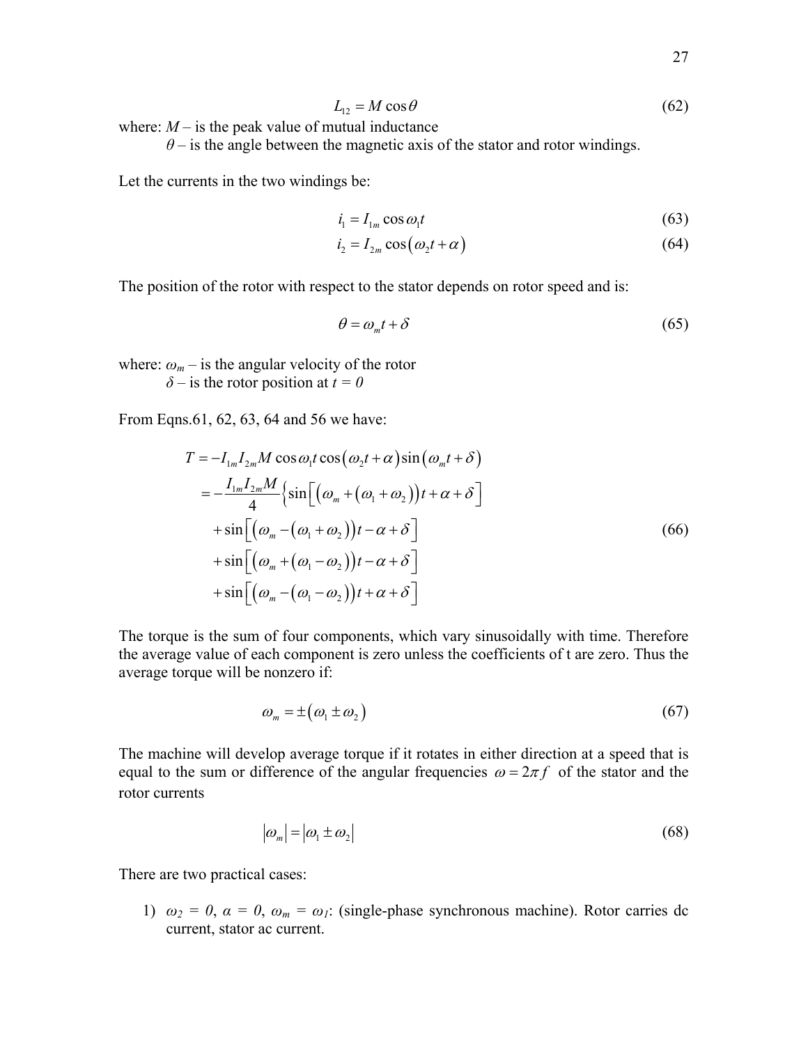$$L_{12} = M\cos\theta \tag{62}$$

where: $M$ – is the peak value of mutual inductance
$\theta$ – is the angle between the magnetic axis of the stator and rotor windings.

Let the currents in the two windings be:

$$i_1 = I_{1m}\cos\omega_1 t \tag{63}$$

$$i_2 = I_{2m}\cos\left(\omega_2 t + \alpha\right) \tag{64}$$

The position of the rotor with respect to the stator depends on rotor speed and is:

$$\theta = \omega_m t + \delta \tag{65}$$

where: $\omega_m$ – is the angular velocity of the rotor
$\delta$ – is the rotor position at $t = 0$

From Eqns.61, 62, 63, 64 and 56 we have:

$$\begin{aligned} T &= -I_{1m}I_{2m}M\cos\omega_1 t\cos\left(\omega_2 t + \alpha\right)\sin\left(\omega_m t + \delta\right) \\ &= -\frac{I_{1m}I_{2m}M}{4}\left\{\sin\left[\left(\omega_m + \left(\omega_1 + \omega_2\right)\right)t + \alpha + \delta\right]\right. \\ &\quad + \sin\left[\left(\omega_m - \left(\omega_1 + \omega_2\right)\right)t - \alpha + \delta\right] \\ &\quad + \sin\left[\left(\omega_m + \left(\omega_1 - \omega_2\right)\right)t - \alpha + \delta\right] \\ &\quad + \sin\left[\left(\omega_m - \left(\omega_1 - \omega_2\right)\right)t + \alpha + \delta\right] \end{aligned} \tag{66}$$

The torque is the sum of four components, which vary sinusoidally with time. Therefore the average value of each component is zero unless the coefficients of t are zero. Thus the average torque will be nonzero if:

$$\omega_m = \pm\left(\omega_1 \pm \omega_2\right) \tag{67}$$

The machine will develop average torque if it rotates in either direction at a speed that is equal to the sum or difference of the angular frequencies $\omega = 2\pi f$ of the stator and the rotor currents

$$\left|\omega_m\right| = \left|\omega_1 \pm \omega_2\right| \tag{68}$$

There are two practical cases:

1) $\omega_2 = 0$, $\alpha = 0$, $\omega_m = \omega_1$: (single-phase synchronous machine). Rotor carries dc current, stator ac current.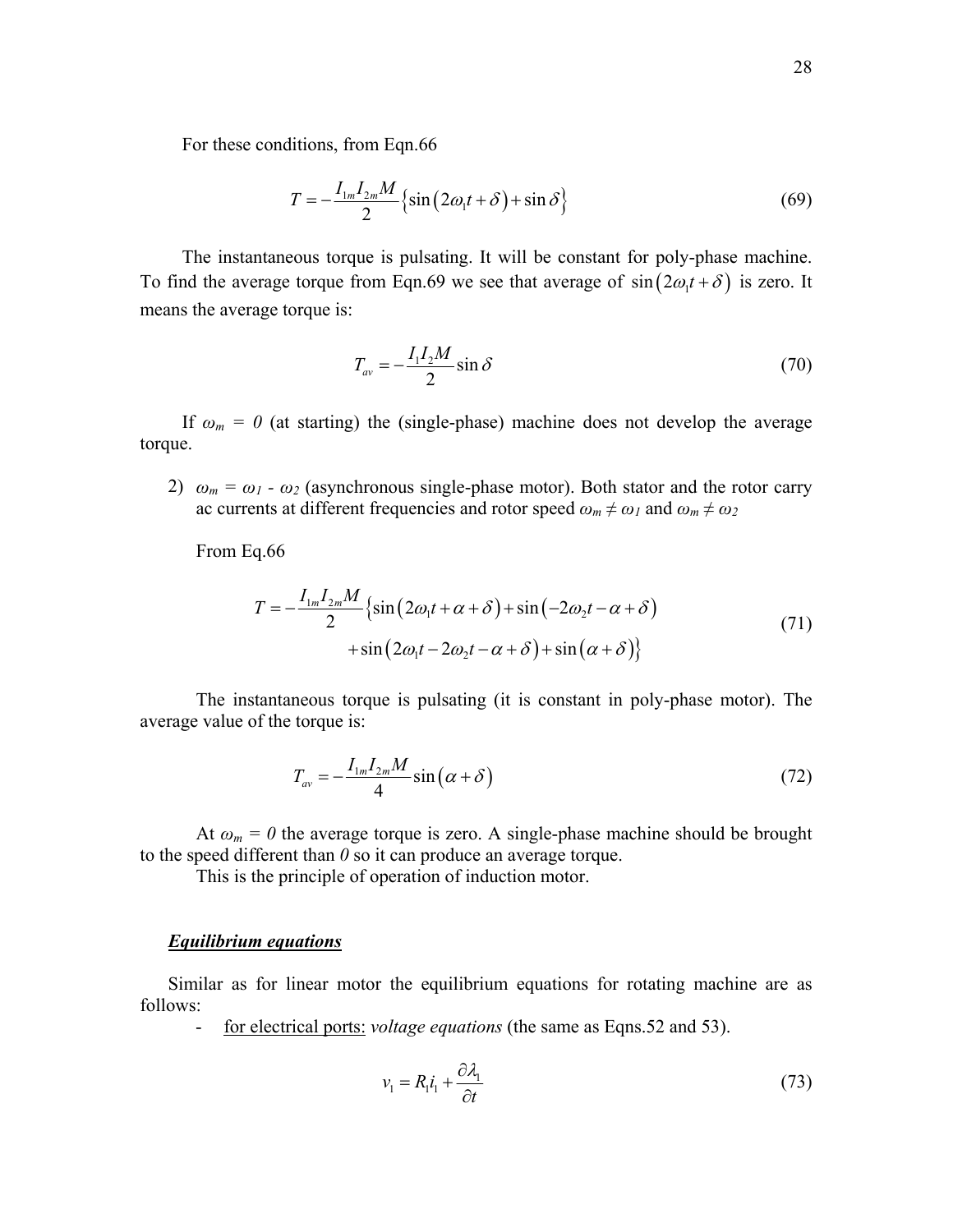For these conditions, from Eqn.66

$$T = -\frac{I_{1m}I_{2m}M}{2}\left\{\sin\left(2\omega_1 t + \delta\right) + \sin\delta\right\} \tag{69}$$

The instantaneous torque is pulsating. It will be constant for poly-phase machine. To find the average torque from Eqn.69 we see that average of $\sin\left(2\omega_1 t + \delta\right)$ is zero. It means the average torque is:

$$T_{av} = -\frac{I_1 I_2 M}{2}\sin\delta \tag{70}$$

If $\omega_m = 0$ (at starting) the (single-phase) machine does not develop the average torque.

2) $\omega_m = \omega_1 - \omega_2$ (asynchronous single-phase motor). Both stator and the rotor carry ac currents at different frequencies and rotor speed $\omega_m \neq \omega_1$ and $\omega_m \neq \omega_2$

From Eq.66

$$T = -\frac{I_{1m}I_{2m}M}{2}\left\{\sin\left(2\omega_1 t + \alpha + \delta\right) + \sin\left(-2\omega_2 t - \alpha + \delta\right) + \sin\left(2\omega_1 t - 2\omega_2 t - \alpha + \delta\right) + \sin\left(\alpha + \delta\right)\right\} \tag{71}$$

The instantaneous torque is pulsating (it is constant in poly-phase motor). The average value of the torque is:

$$T_{av} = -\frac{I_{1m}I_{2m}M}{4}\sin\left(\alpha + \delta\right) \tag{72}$$

At $\omega_m = 0$ the average torque is zero. A single-phase machine should be brought to the speed different than $0$ so it can produce an average torque.

This is the principle of operation of induction motor.

### ***Equilibrium equations***

Similar as for linear motor the equilibrium equations for rotating machine are as follows:

- for electrical ports: *voltage equations* (the same as Eqns.52 and 53).

$$v_1 = R_1 i_1 + \frac{\partial \lambda_1}{\partial t} \tag{73}$$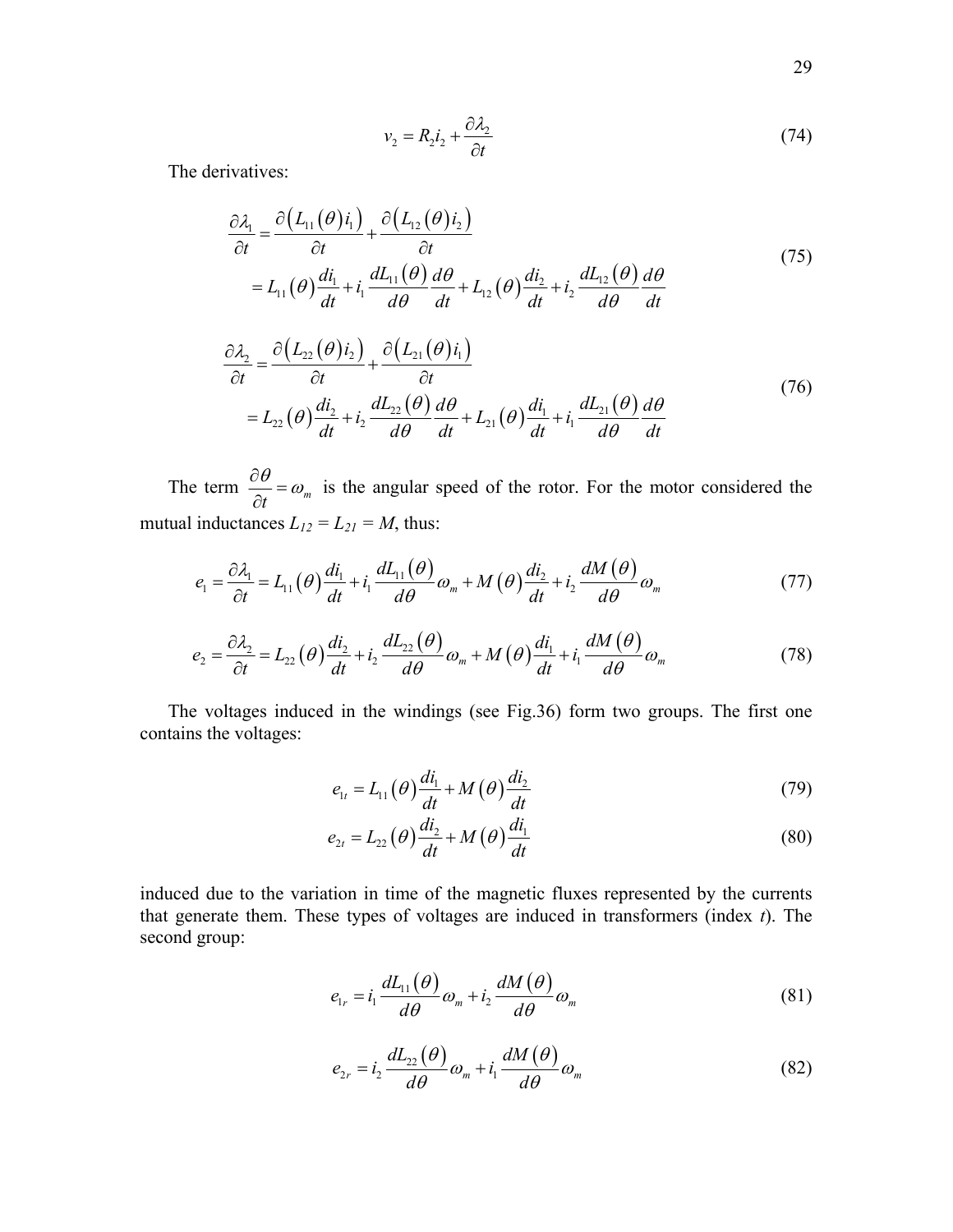$$v_2 = R_2 i_2 + \frac{\partial \lambda_2}{\partial t} \tag{74}$$

The derivatives:

$$\begin{aligned}\frac{\partial \lambda_1}{\partial t} &= \frac{\partial\left(L_{11}(\theta) i_1\right)}{\partial t} + \frac{\partial\left(L_{12}(\theta) i_2\right)}{\partial t} \\ &= L_{11}(\theta)\frac{di_1}{dt} + i_1 \frac{dL_{11}(\theta)}{d\theta}\frac{d\theta}{dt} + L_{12}(\theta)\frac{di_2}{dt} + i_2 \frac{dL_{12}(\theta)}{d\theta}\frac{d\theta}{dt}\end{aligned} \tag{75}$$

$$\begin{aligned}\frac{\partial \lambda_2}{\partial t} &= \frac{\partial\left(L_{22}(\theta) i_2\right)}{\partial t} + \frac{\partial\left(L_{21}(\theta) i_1\right)}{\partial t} \\ &= L_{22}(\theta)\frac{di_2}{dt} + i_2 \frac{dL_{22}(\theta)}{d\theta}\frac{d\theta}{dt} + L_{21}(\theta)\frac{di_1}{dt} + i_1 \frac{dL_{21}(\theta)}{d\theta}\frac{d\theta}{dt}\end{aligned} \tag{76}$$

The term $\frac{\partial \theta}{\partial t} = \omega_m$ is the angular speed of the rotor. For the motor considered the mutual inductances $L_{12} = L_{21} = M$, thus:

$$e_1 = \frac{\partial \lambda_1}{\partial t} = L_{11}(\theta)\frac{di_1}{dt} + i_1 \frac{dL_{11}(\theta)}{d\theta}\omega_m + M(\theta)\frac{di_2}{dt} + i_2 \frac{dM(\theta)}{d\theta}\omega_m \tag{77}$$

$$e_2 = \frac{\partial \lambda_2}{\partial t} = L_{22}(\theta)\frac{di_2}{dt} + i_2 \frac{dL_{22}(\theta)}{d\theta}\omega_m + M(\theta)\frac{di_1}{dt} + i_1 \frac{dM(\theta)}{d\theta}\omega_m \tag{78}$$

The voltages induced in the windings (see Fig.36) form two groups. The first one contains the voltages:

$$e_{1t} = L_{11}(\theta)\frac{di_1}{dt} + M(\theta)\frac{di_2}{dt} \tag{79}$$

$$e_{2t} = L_{22}(\theta)\frac{di_2}{dt} + M(\theta)\frac{di_1}{dt} \tag{80}$$

induced due to the variation in time of the magnetic fluxes represented by the currents that generate them. These types of voltages are induced in transformers (index $t$). The second group:

$$e_{1r} = i_1 \frac{dL_{11}(\theta)}{d\theta}\omega_m + i_2 \frac{dM(\theta)}{d\theta}\omega_m \tag{81}$$

$$e_{2r} = i_2 \frac{dL_{22}(\theta)}{d\theta}\omega_m + i_1 \frac{dM(\theta)}{d\theta}\omega_m \tag{82}$$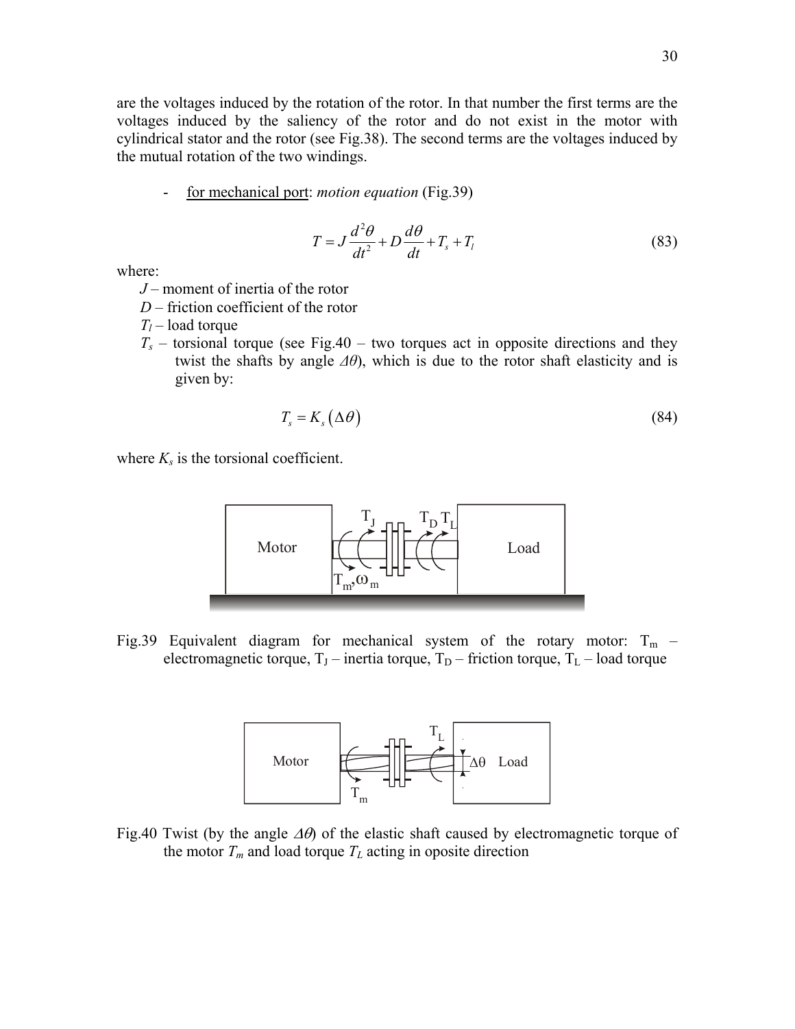are the voltages induced by the rotation of the rotor. In that number the first terms are the voltages induced by the saliency of the rotor and do not exist in the motor with cylindrical stator and the rotor (see Fig.38). The second terms are the voltages induced by the mutual rotation of the two windings.

- <u>for mechanical port</u>: *motion equation* (Fig.39)

$$T = J\frac{d^2\theta}{dt^2} + D\frac{d\theta}{dt} + T_s + T_l \tag{83}$$

where:

$J$ – moment of inertia of the rotor
$D$ – friction coefficient of the rotor
$T_l$ – load torque
$T_s$ – torsional torque (see Fig.40 – two torques act in opposite directions and they twist the shafts by angle $\Delta\theta$), which is due to the rotor shaft elasticity and is given by:

$$T_s = K_s\left(\Delta\theta\right) \tag{84}$$

where $K_s$ is the torsional coefficient.

Motor

Load

$T_J$

$T_D$ $T_L$

$T_m$,$\omega_m$

Fig.39 Equivalent diagram for mechanical system of the rotary motor: $T_m$ – electromagnetic torque, $T_J$ – inertia torque, $T_D$ – friction torque, $T_L$ – load torque

Motor

Load

$T_L$

$\Delta\theta$

$T_m$

Fig.40 Twist (by the angle $\Delta\theta$) of the elastic shaft caused by electromagnetic torque of the motor $T_m$ and load torque $T_L$ acting in oposite direction